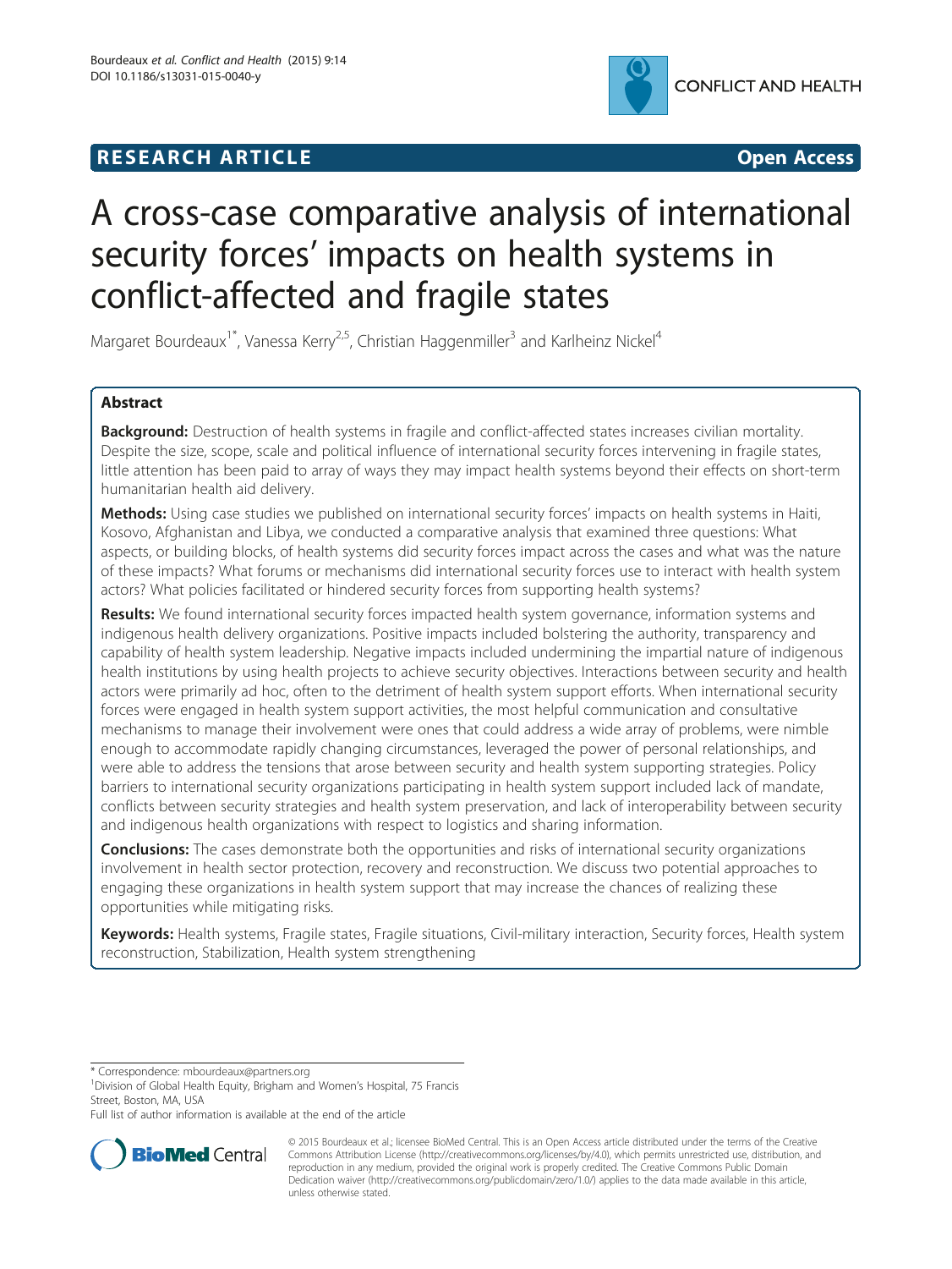RESEARCH ARTICLE Open Access

# A cross-case comparative analysis of international security forces' impacts on health systems in conflict-affected and fragile states

Margaret Bourdeaux[1*], Vanessa Kerry[2,5], Christian Haggenmiller[3] and Karlheinz Nickel[4]

## Abstract

**Background:** Destruction of health systems in fragile and conflict-affected states increases civilian mortality. Despite the size, scope, scale and political influence of international security forces intervening in fragile states, little attention has been paid to array of ways they may impact health systems beyond their effects on short-term humanitarian health aid delivery.

**Methods:** Using case studies we published on international security forces' impacts on health systems in Haiti, Kosovo, Afghanistan and Libya, we conducted a comparative analysis that examined three questions: What aspects, or building blocks, of health systems did security forces impact across the cases and what was the nature of these impacts? What forums or mechanisms did international security forces use to interact with health system actors? What policies facilitated or hindered security forces from supporting health systems?

**Results:** We found international security forces impacted health system governance, information systems and indigenous health delivery organizations. Positive impacts included bolstering the authority, transparency and capability of health system leadership. Negative impacts included undermining the impartial nature of indigenous health institutions by using health projects to achieve security objectives. Interactions between security and health actors were primarily ad hoc, often to the detriment of health system support efforts. When international security forces were engaged in health system support activities, the most helpful communication and consultative mechanisms to manage their involvement were ones that could address a wide array of problems, were nimble enough to accommodate rapidly changing circumstances, leveraged the power of personal relationships, and were able to address the tensions that arose between security and health system supporting strategies. Policy barriers to international security organizations participating in health system support included lack of mandate, conflicts between security strategies and health system preservation, and lack of interoperability between security and indigenous health organizations with respect to logistics and sharing information.

**Conclusions:** The cases demonstrate both the opportunities and risks of international security organizations involvement in health sector protection, recovery and reconstruction. We discuss two potential approaches to engaging these organizations in health system support that may increase the chances of realizing these opportunities while mitigating risks.

**Keywords:** Health systems, Fragile states, Fragile situations, Civil-military interaction, Security forces, Health system reconstruction, Stabilization, Health system strengthening

\* Correspondence: mbourdeaux@partners.org
[1]Division of Global Health Equity, Brigham and Women's Hospital, 75 Francis Street, Boston, MA, USA
Full list of author information is available at the end of the article

© 2015 Bourdeaux et al.; licensee BioMed Central. This is an Open Access article distributed under the terms of the Creative Commons Attribution License (http://creativecommons.org/licenses/by/4.0), which permits unrestricted use, distribution, and reproduction in any medium, provided the original work is properly credited. The Creative Commons Public Domain Dedication waiver (http://creativecommons.org/publicdomain/zero/1.0/) applies to the data made available in this article, unless otherwise stated.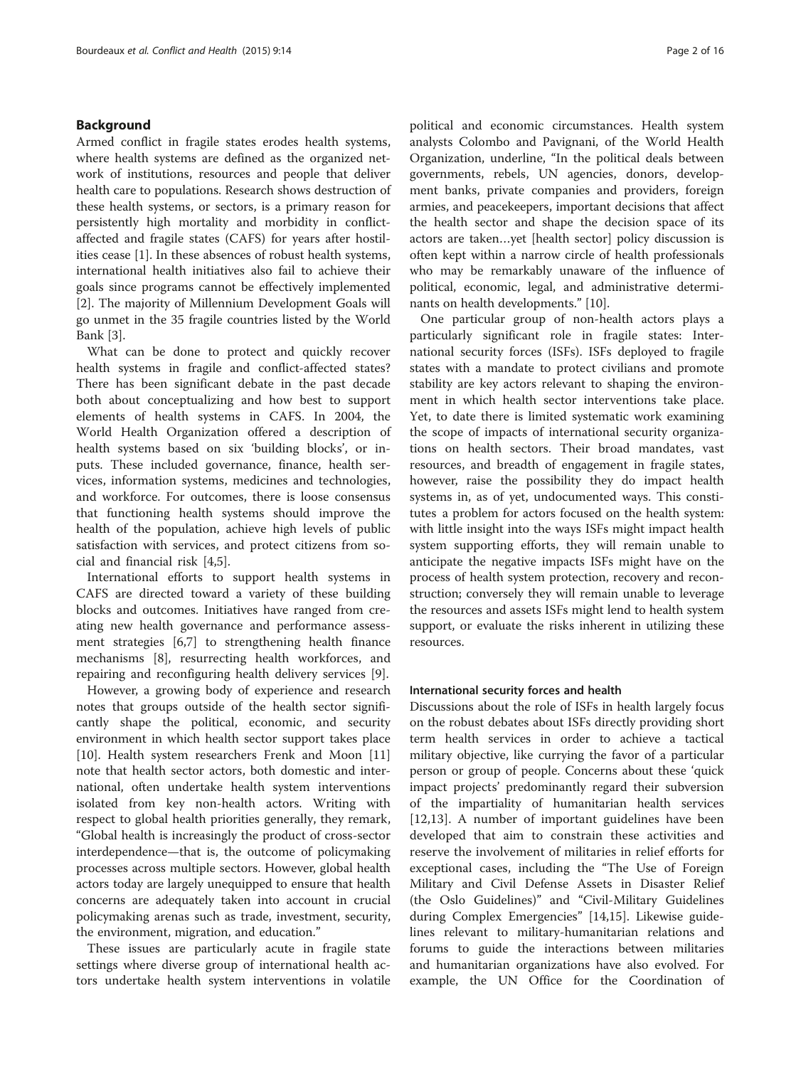## Background

Armed conflict in fragile states erodes health systems, where health systems are defined as the organized network of institutions, resources and people that deliver health care to populations. Research shows destruction of these health systems, or sectors, is a primary reason for persistently high mortality and morbidity in conflict-affected and fragile states (CAFS) for years after hostilities cease [1]. In these absences of robust health systems, international health initiatives also fail to achieve their goals since programs cannot be effectively implemented [2]. The majority of Millennium Development Goals will go unmet in the 35 fragile countries listed by the World Bank [3].

What can be done to protect and quickly recover health systems in fragile and conflict-affected states? There has been significant debate in the past decade both about conceptualizing and how best to support elements of health systems in CAFS. In 2004, the World Health Organization offered a description of health systems based on six 'building blocks', or inputs. These included governance, finance, health services, information systems, medicines and technologies, and workforce. For outcomes, there is loose consensus that functioning health systems should improve the health of the population, achieve high levels of public satisfaction with services, and protect citizens from social and financial risk [4,5].

International efforts to support health systems in CAFS are directed toward a variety of these building blocks and outcomes. Initiatives have ranged from creating new health governance and performance assessment strategies [6,7] to strengthening health finance mechanisms [8], resurrecting health workforces, and repairing and reconfiguring health delivery services [9].

However, a growing body of experience and research notes that groups outside of the health sector significantly shape the political, economic, and security environment in which health sector support takes place [10]. Health system researchers Frenk and Moon [11] note that health sector actors, both domestic and international, often undertake health system interventions isolated from key non-health actors. Writing with respect to global health priorities generally, they remark, "Global health is increasingly the product of cross-sector interdependence—that is, the outcome of policymaking processes across multiple sectors. However, global health actors today are largely unequipped to ensure that health concerns are adequately taken into account in crucial policymaking arenas such as trade, investment, security, the environment, migration, and education."

These issues are particularly acute in fragile state settings where diverse group of international health actors undertake health system interventions in volatile political and economic circumstances. Health system analysts Colombo and Pavignani, of the World Health Organization, underline, "In the political deals between governments, rebels, UN agencies, donors, development banks, private companies and providers, foreign armies, and peacekeepers, important decisions that affect the health sector and shape the decision space of its actors are taken…yet [health sector] policy discussion is often kept within a narrow circle of health professionals who may be remarkably unaware of the influence of political, economic, legal, and administrative determinants on health developments." [10].

One particular group of non-health actors plays a particularly significant role in fragile states: International security forces (ISFs). ISFs deployed to fragile states with a mandate to protect civilians and promote stability are key actors relevant to shaping the environment in which health sector interventions take place. Yet, to date there is limited systematic work examining the scope of impacts of international security organizations on health sectors. Their broad mandates, vast resources, and breadth of engagement in fragile states, however, raise the possibility they do impact health systems in, as of yet, undocumented ways. This constitutes a problem for actors focused on the health system: with little insight into the ways ISFs might impact health system supporting efforts, they will remain unable to anticipate the negative impacts ISFs might have on the process of health system protection, recovery and reconstruction; conversely they will remain unable to leverage the resources and assets ISFs might lend to health system support, or evaluate the risks inherent in utilizing these resources.

### International security forces and health

Discussions about the role of ISFs in health largely focus on the robust debates about ISFs directly providing short term health services in order to achieve a tactical military objective, like currying the favor of a particular person or group of people. Concerns about these 'quick impact projects' predominantly regard their subversion of the impartiality of humanitarian health services [12,13]. A number of important guidelines have been developed that aim to constrain these activities and reserve the involvement of militaries in relief efforts for exceptional cases, including the "The Use of Foreign Military and Civil Defense Assets in Disaster Relief (the Oslo Guidelines)" and "Civil-Military Guidelines during Complex Emergencies" [14,15]. Likewise guidelines relevant to military-humanitarian relations and forums to guide the interactions between militaries and humanitarian organizations have also evolved. For example, the UN Office for the Coordination of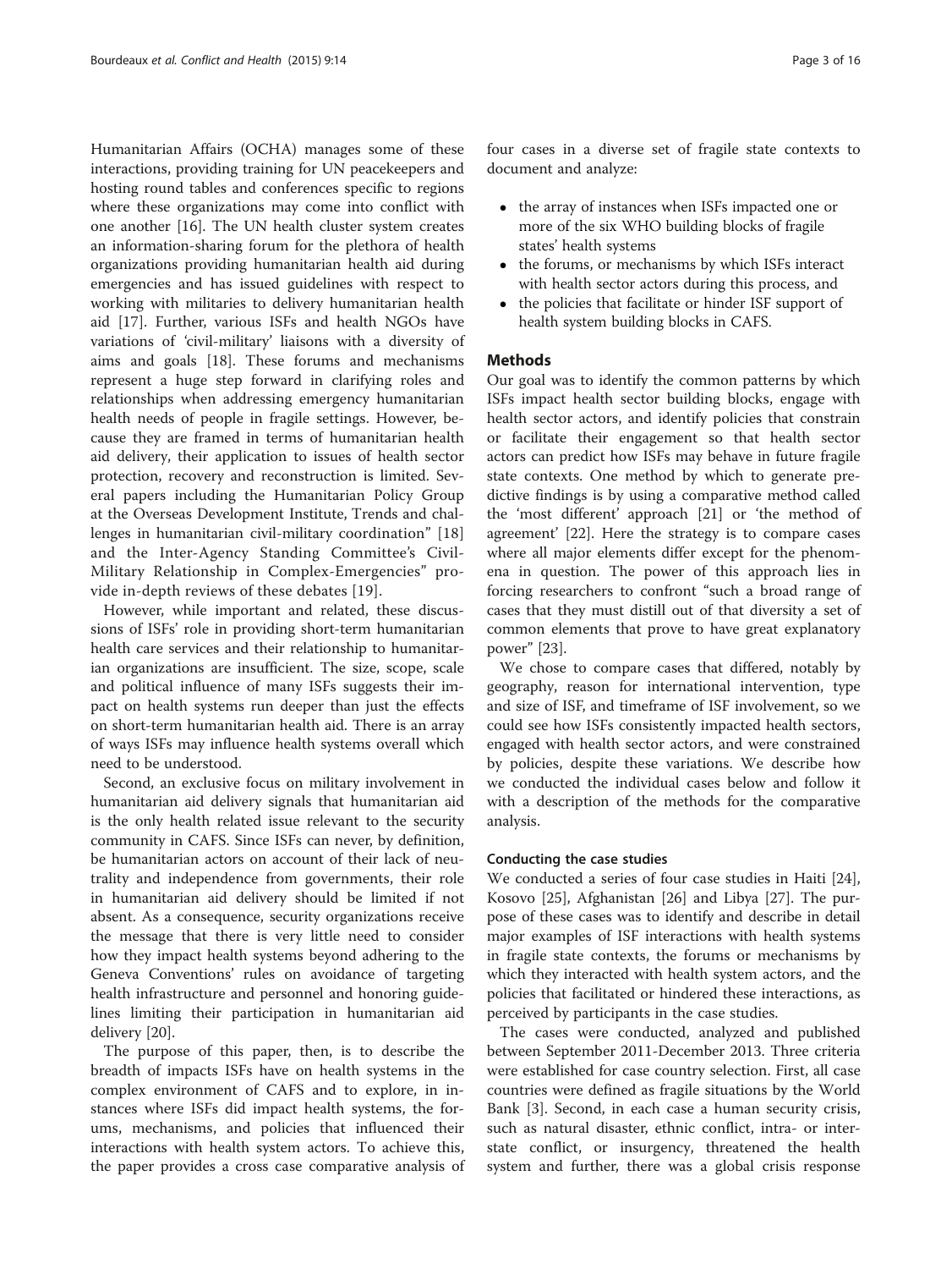Humanitarian Affairs (OCHA) manages some of these interactions, providing training for UN peacekeepers and hosting round tables and conferences specific to regions where these organizations may come into conflict with one another [16]. The UN health cluster system creates an information-sharing forum for the plethora of health organizations providing humanitarian health aid during emergencies and has issued guidelines with respect to working with militaries to delivery humanitarian health aid [17]. Further, various ISFs and health NGOs have variations of 'civil-military' liaisons with a diversity of aims and goals [18]. These forums and mechanisms represent a huge step forward in clarifying roles and relationships when addressing emergency humanitarian health needs of people in fragile settings. However, because they are framed in terms of humanitarian health aid delivery, their application to issues of health sector protection, recovery and reconstruction is limited. Several papers including the Humanitarian Policy Group at the Overseas Development Institute, Trends and challenges in humanitarian civil-military coordination" [18] and the Inter-Agency Standing Committee's Civil-Military Relationship in Complex-Emergencies" provide in-depth reviews of these debates [19].

However, while important and related, these discussions of ISFs' role in providing short-term humanitarian health care services and their relationship to humanitarian organizations are insufficient. The size, scope, scale and political influence of many ISFs suggests their impact on health systems run deeper than just the effects on short-term humanitarian health aid. There is an array of ways ISFs may influence health systems overall which need to be understood.

Second, an exclusive focus on military involvement in humanitarian aid delivery signals that humanitarian aid is the only health related issue relevant to the security community in CAFS. Since ISFs can never, by definition, be humanitarian actors on account of their lack of neutrality and independence from governments, their role in humanitarian aid delivery should be limited if not absent. As a consequence, security organizations receive the message that there is very little need to consider how they impact health systems beyond adhering to the Geneva Conventions' rules on avoidance of targeting health infrastructure and personnel and honoring guidelines limiting their participation in humanitarian aid delivery [20].

The purpose of this paper, then, is to describe the breadth of impacts ISFs have on health systems in the complex environment of CAFS and to explore, in instances where ISFs did impact health systems, the forums, mechanisms, and policies that influenced their interactions with health system actors. To achieve this, the paper provides a cross case comparative analysis of four cases in a diverse set of fragile state contexts to document and analyze:

- the array of instances when ISFs impacted one or more of the six WHO building blocks of fragile states' health systems
- the forums, or mechanisms by which ISFs interact with health sector actors during this process, and
- the policies that facilitate or hinder ISF support of health system building blocks in CAFS.

## Methods

Our goal was to identify the common patterns by which ISFs impact health sector building blocks, engage with health sector actors, and identify policies that constrain or facilitate their engagement so that health sector actors can predict how ISFs may behave in future fragile state contexts. One method by which to generate predictive findings is by using a comparative method called the 'most different' approach [21] or 'the method of agreement' [22]. Here the strategy is to compare cases where all major elements differ except for the phenomena in question. The power of this approach lies in forcing researchers to confront "such a broad range of cases that they must distill out of that diversity a set of common elements that prove to have great explanatory power" [23].

We chose to compare cases that differed, notably by geography, reason for international intervention, type and size of ISF, and timeframe of ISF involvement, so we could see how ISFs consistently impacted health sectors, engaged with health sector actors, and were constrained by policies, despite these variations. We describe how we conducted the individual cases below and follow it with a description of the methods for the comparative analysis.

### Conducting the case studies

We conducted a series of four case studies in Haiti [24], Kosovo [25], Afghanistan [26] and Libya [27]. The purpose of these cases was to identify and describe in detail major examples of ISF interactions with health systems in fragile state contexts, the forums or mechanisms by which they interacted with health system actors, and the policies that facilitated or hindered these interactions, as perceived by participants in the case studies.

The cases were conducted, analyzed and published between September 2011-December 2013. Three criteria were established for case country selection. First, all case countries were defined as fragile situations by the World Bank [3]. Second, in each case a human security crisis, such as natural disaster, ethnic conflict, intra- or inter-state conflict, or insurgency, threatened the health system and further, there was a global crisis response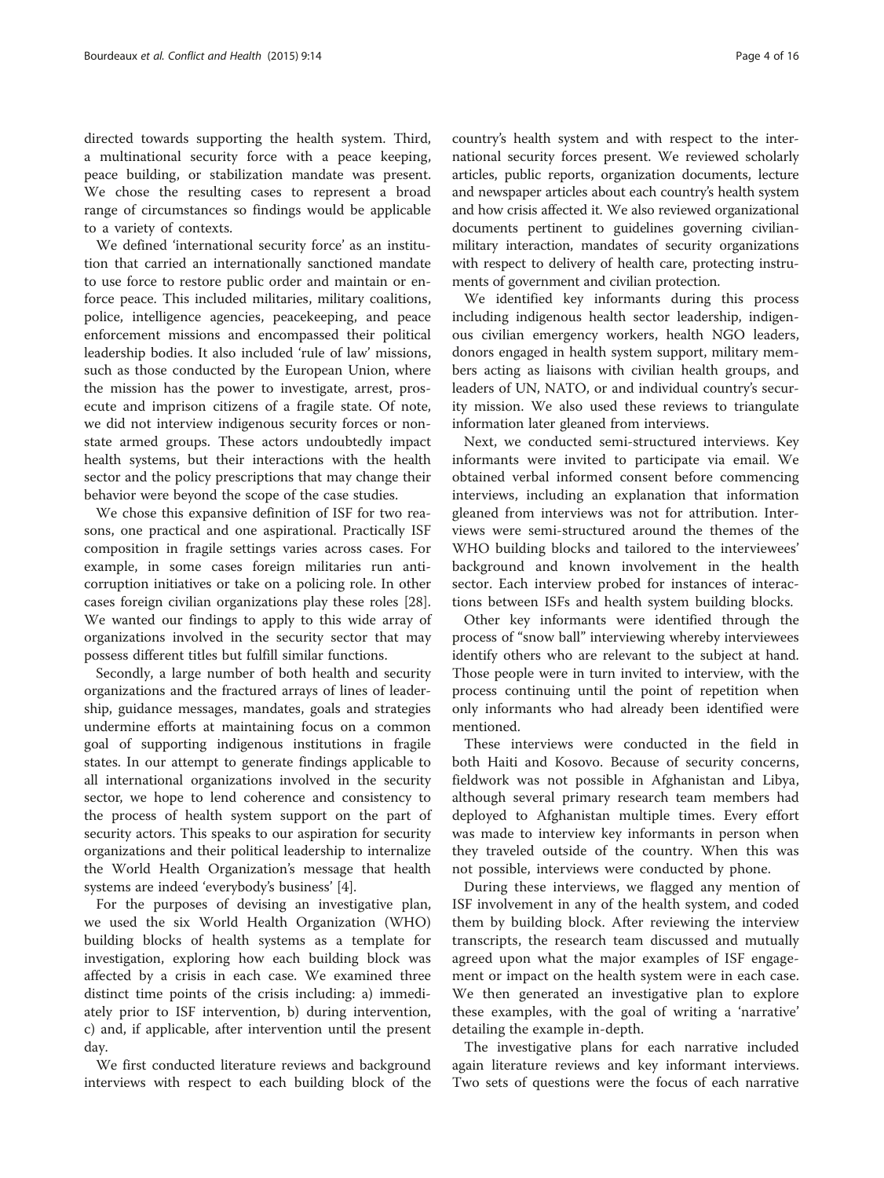directed towards supporting the health system. Third, a multinational security force with a peace keeping, peace building, or stabilization mandate was present. We chose the resulting cases to represent a broad range of circumstances so findings would be applicable to a variety of contexts.

We defined 'international security force' as an institution that carried an internationally sanctioned mandate to use force to restore public order and maintain or enforce peace. This included militaries, military coalitions, police, intelligence agencies, peacekeeping, and peace enforcement missions and encompassed their political leadership bodies. It also included 'rule of law' missions, such as those conducted by the European Union, where the mission has the power to investigate, arrest, prosecute and imprison citizens of a fragile state. Of note, we did not interview indigenous security forces or non-state armed groups. These actors undoubtedly impact health systems, but their interactions with the health sector and the policy prescriptions that may change their behavior were beyond the scope of the case studies.

We chose this expansive definition of ISF for two reasons, one practical and one aspirational. Practically ISF composition in fragile settings varies across cases. For example, in some cases foreign militaries run anti-corruption initiatives or take on a policing role. In other cases foreign civilian organizations play these roles [28]. We wanted our findings to apply to this wide array of organizations involved in the security sector that may possess different titles but fulfill similar functions.

Secondly, a large number of both health and security organizations and the fractured arrays of lines of leadership, guidance messages, mandates, goals and strategies undermine efforts at maintaining focus on a common goal of supporting indigenous institutions in fragile states. In our attempt to generate findings applicable to all international organizations involved in the security sector, we hope to lend coherence and consistency to the process of health system support on the part of security actors. This speaks to our aspiration for security organizations and their political leadership to internalize the World Health Organization's message that health systems are indeed 'everybody's business' [4].

For the purposes of devising an investigative plan, we used the six World Health Organization (WHO) building blocks of health systems as a template for investigation, exploring how each building block was affected by a crisis in each case. We examined three distinct time points of the crisis including: a) immediately prior to ISF intervention, b) during intervention, c) and, if applicable, after intervention until the present day.

We first conducted literature reviews and background interviews with respect to each building block of the country's health system and with respect to the international security forces present. We reviewed scholarly articles, public reports, organization documents, lecture and newspaper articles about each country's health system and how crisis affected it. We also reviewed organizational documents pertinent to guidelines governing civilian-military interaction, mandates of security organizations with respect to delivery of health care, protecting instruments of government and civilian protection.

We identified key informants during this process including indigenous health sector leadership, indigenous civilian emergency workers, health NGO leaders, donors engaged in health system support, military members acting as liaisons with civilian health groups, and leaders of UN, NATO, or and individual country's security mission. We also used these reviews to triangulate information later gleaned from interviews.

Next, we conducted semi-structured interviews. Key informants were invited to participate via email. We obtained verbal informed consent before commencing interviews, including an explanation that information gleaned from interviews was not for attribution. Interviews were semi-structured around the themes of the WHO building blocks and tailored to the interviewees' background and known involvement in the health sector. Each interview probed for instances of interactions between ISFs and health system building blocks.

Other key informants were identified through the process of "snow ball" interviewing whereby interviewees identify others who are relevant to the subject at hand. Those people were in turn invited to interview, with the process continuing until the point of repetition when only informants who had already been identified were mentioned.

These interviews were conducted in the field in both Haiti and Kosovo. Because of security concerns, fieldwork was not possible in Afghanistan and Libya, although several primary research team members had deployed to Afghanistan multiple times. Every effort was made to interview key informants in person when they traveled outside of the country. When this was not possible, interviews were conducted by phone.

During these interviews, we flagged any mention of ISF involvement in any of the health system, and coded them by building block. After reviewing the interview transcripts, the research team discussed and mutually agreed upon what the major examples of ISF engagement or impact on the health system were in each case. We then generated an investigative plan to explore these examples, with the goal of writing a 'narrative' detailing the example in-depth.

The investigative plans for each narrative included again literature reviews and key informant interviews. Two sets of questions were the focus of each narrative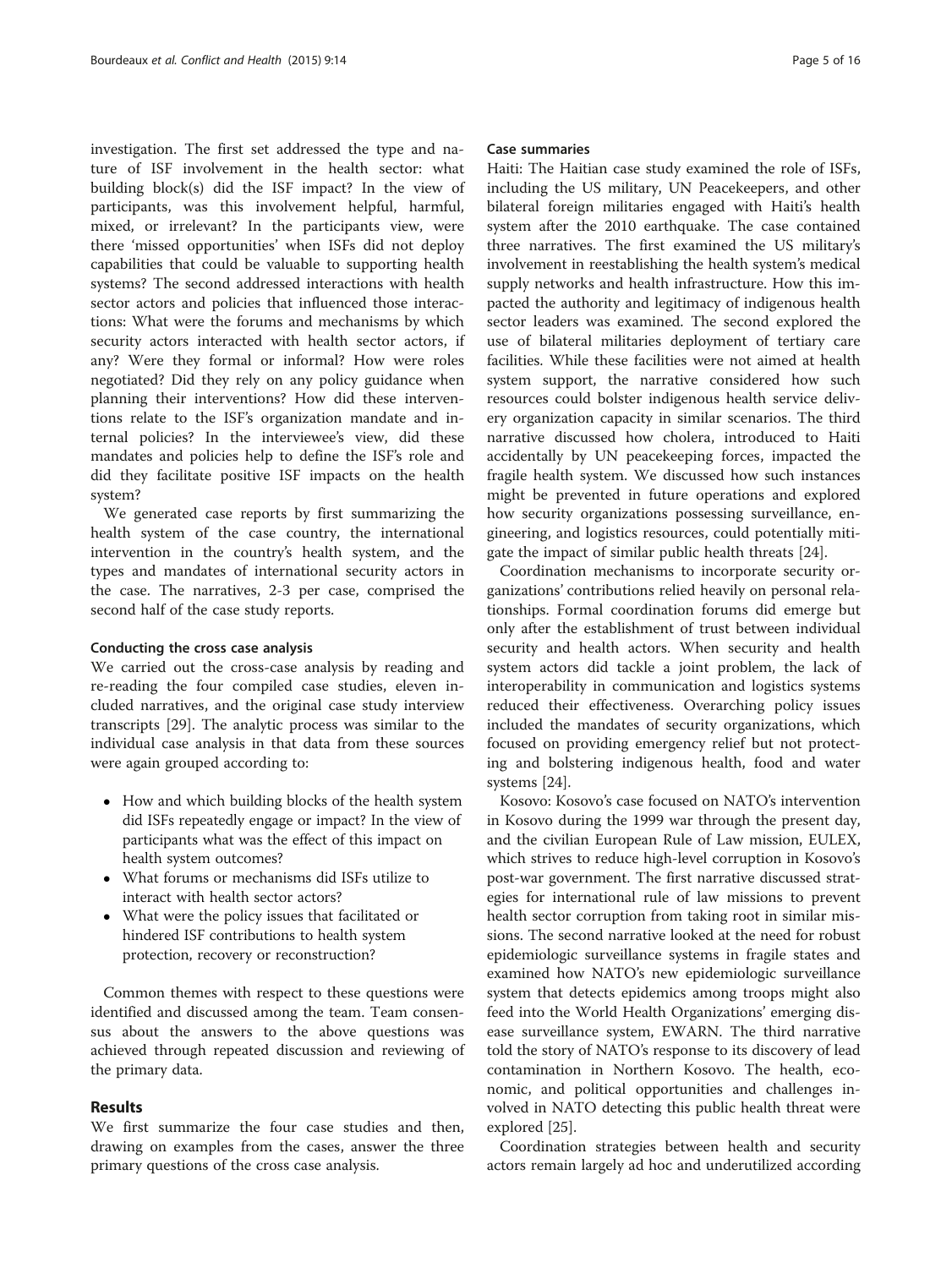investigation. The first set addressed the type and nature of ISF involvement in the health sector: what building block(s) did the ISF impact? In the view of participants, was this involvement helpful, harmful, mixed, or irrelevant? In the participants view, were there 'missed opportunities' when ISFs did not deploy capabilities that could be valuable to supporting health systems? The second addressed interactions with health sector actors and policies that influenced those interactions: What were the forums and mechanisms by which security actors interacted with health sector actors, if any? Were they formal or informal? How were roles negotiated? Did they rely on any policy guidance when planning their interventions? How did these interventions relate to the ISF's organization mandate and internal policies? In the interviewee's view, did these mandates and policies help to define the ISF's role and did they facilitate positive ISF impacts on the health system?

We generated case reports by first summarizing the health system of the case country, the international intervention in the country's health system, and the types and mandates of international security actors in the case. The narratives, 2-3 per case, comprised the second half of the case study reports.

### Conducting the cross case analysis

We carried out the cross-case analysis by reading and re-reading the four compiled case studies, eleven included narratives, and the original case study interview transcripts [29]. The analytic process was similar to the individual case analysis in that data from these sources were again grouped according to:

- How and which building blocks of the health system did ISFs repeatedly engage or impact? In the view of participants what was the effect of this impact on health system outcomes?
- What forums or mechanisms did ISFs utilize to interact with health sector actors?
- What were the policy issues that facilitated or hindered ISF contributions to health system protection, recovery or reconstruction?

Common themes with respect to these questions were identified and discussed among the team. Team consensus about the answers to the above questions was achieved through repeated discussion and reviewing of the primary data.

## Results

We first summarize the four case studies and then, drawing on examples from the cases, answer the three primary questions of the cross case analysis.

### Case summaries

Haiti: The Haitian case study examined the role of ISFs, including the US military, UN Peacekeepers, and other bilateral foreign militaries engaged with Haiti's health system after the 2010 earthquake. The case contained three narratives. The first examined the US military's involvement in reestablishing the health system's medical supply networks and health infrastructure. How this impacted the authority and legitimacy of indigenous health sector leaders was examined. The second explored the use of bilateral militaries deployment of tertiary care facilities. While these facilities were not aimed at health system support, the narrative considered how such resources could bolster indigenous health service delivery organization capacity in similar scenarios. The third narrative discussed how cholera, introduced to Haiti accidentally by UN peacekeeping forces, impacted the fragile health system. We discussed how such instances might be prevented in future operations and explored how security organizations possessing surveillance, engineering, and logistics resources, could potentially mitigate the impact of similar public health threats [24].

Coordination mechanisms to incorporate security organizations' contributions relied heavily on personal relationships. Formal coordination forums did emerge but only after the establishment of trust between individual security and health actors. When security and health system actors did tackle a joint problem, the lack of interoperability in communication and logistics systems reduced their effectiveness. Overarching policy issues included the mandates of security organizations, which focused on providing emergency relief but not protecting and bolstering indigenous health, food and water systems [24].

Kosovo: Kosovo's case focused on NATO's intervention in Kosovo during the 1999 war through the present day, and the civilian European Rule of Law mission, EULEX, which strives to reduce high-level corruption in Kosovo's post-war government. The first narrative discussed strategies for international rule of law missions to prevent health sector corruption from taking root in similar missions. The second narrative looked at the need for robust epidemiologic surveillance systems in fragile states and examined how NATO's new epidemiologic surveillance system that detects epidemics among troops might also feed into the World Health Organizations' emerging disease surveillance system, EWARN. The third narrative told the story of NATO's response to its discovery of lead contamination in Northern Kosovo. The health, economic, and political opportunities and challenges involved in NATO detecting this public health threat were explored [25].

Coordination strategies between health and security actors remain largely ad hoc and underutilized according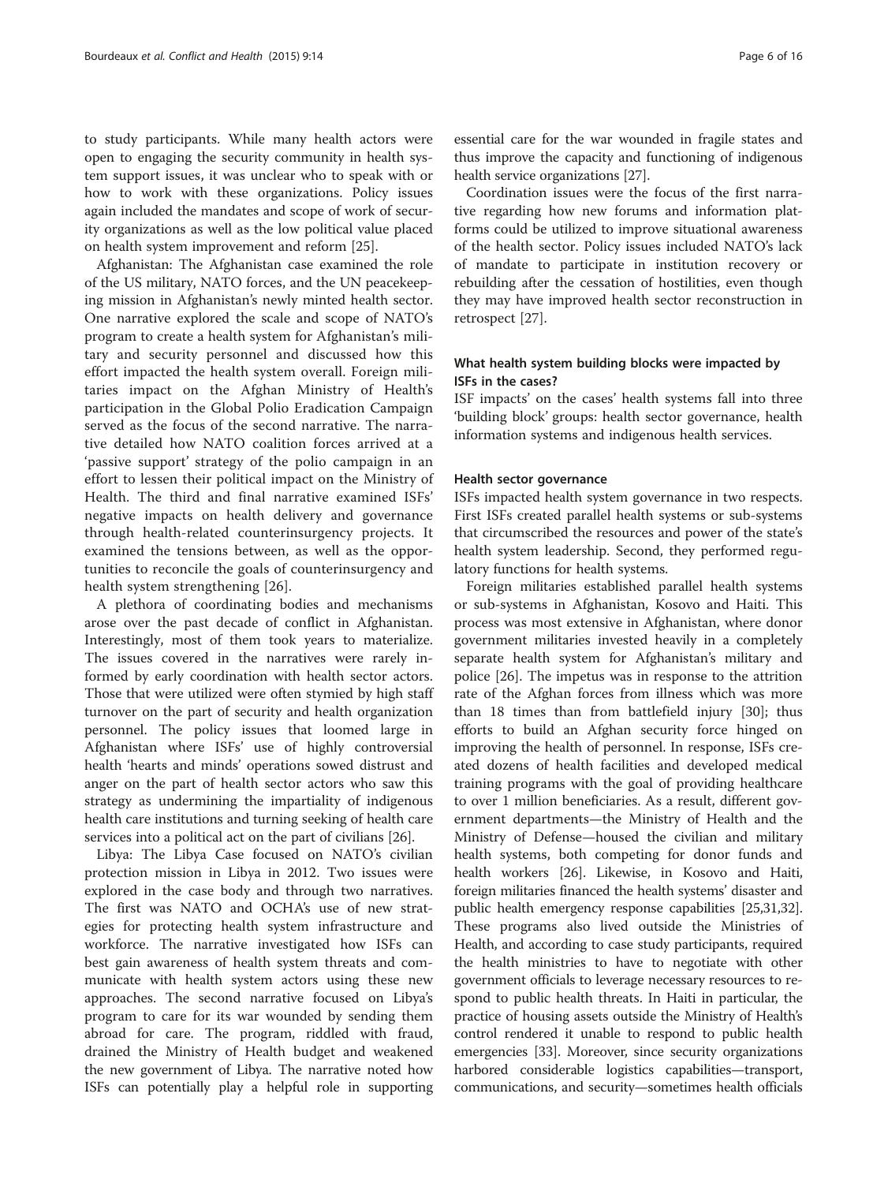to study participants. While many health actors were open to engaging the security community in health system support issues, it was unclear who to speak with or how to work with these organizations. Policy issues again included the mandates and scope of work of security organizations as well as the low political value placed on health system improvement and reform [25].

Afghanistan: The Afghanistan case examined the role of the US military, NATO forces, and the UN peacekeeping mission in Afghanistan's newly minted health sector. One narrative explored the scale and scope of NATO's program to create a health system for Afghanistan's military and security personnel and discussed how this effort impacted the health system overall. Foreign militaries impact on the Afghan Ministry of Health's participation in the Global Polio Eradication Campaign served as the focus of the second narrative. The narrative detailed how NATO coalition forces arrived at a 'passive support' strategy of the polio campaign in an effort to lessen their political impact on the Ministry of Health. The third and final narrative examined ISFs' negative impacts on health delivery and governance through health-related counterinsurgency projects. It examined the tensions between, as well as the opportunities to reconcile the goals of counterinsurgency and health system strengthening [26].

A plethora of coordinating bodies and mechanisms arose over the past decade of conflict in Afghanistan. Interestingly, most of them took years to materialize. The issues covered in the narratives were rarely informed by early coordination with health sector actors. Those that were utilized were often stymied by high staff turnover on the part of security and health organization personnel. The policy issues that loomed large in Afghanistan where ISFs' use of highly controversial health 'hearts and minds' operations sowed distrust and anger on the part of health sector actors who saw this strategy as undermining the impartiality of indigenous health care institutions and turning seeking of health care services into a political act on the part of civilians [26].

Libya: The Libya Case focused on NATO's civilian protection mission in Libya in 2012. Two issues were explored in the case body and through two narratives. The first was NATO and OCHA's use of new strategies for protecting health system infrastructure and workforce. The narrative investigated how ISFs can best gain awareness of health system threats and communicate with health system actors using these new approaches. The second narrative focused on Libya's program to care for its war wounded by sending them abroad for care. The program, riddled with fraud, drained the Ministry of Health budget and weakened the new government of Libya. The narrative noted how ISFs can potentially play a helpful role in supporting essential care for the war wounded in fragile states and thus improve the capacity and functioning of indigenous health service organizations [27].

Coordination issues were the focus of the first narrative regarding how new forums and information platforms could be utilized to improve situational awareness of the health sector. Policy issues included NATO's lack of mandate to participate in institution recovery or rebuilding after the cessation of hostilities, even though they may have improved health sector reconstruction in retrospect [27].

### What health system building blocks were impacted by ISFs in the cases?

ISF impacts' on the cases' health systems fall into three 'building block' groups: health sector governance, health information systems and indigenous health services.

#### Health sector governance

ISFs impacted health system governance in two respects. First ISFs created parallel health systems or sub-systems that circumscribed the resources and power of the state's health system leadership. Second, they performed regulatory functions for health systems.

Foreign militaries established parallel health systems or sub-systems in Afghanistan, Kosovo and Haiti. This process was most extensive in Afghanistan, where donor government militaries invested heavily in a completely separate health system for Afghanistan's military and police [26]. The impetus was in response to the attrition rate of the Afghan forces from illness which was more than 18 times than from battlefield injury [30]; thus efforts to build an Afghan security force hinged on improving the health of personnel. In response, ISFs created dozens of health facilities and developed medical training programs with the goal of providing healthcare to over 1 million beneficiaries. As a result, different government departments—the Ministry of Health and the Ministry of Defense—housed the civilian and military health systems, both competing for donor funds and health workers [26]. Likewise, in Kosovo and Haiti, foreign militaries financed the health systems' disaster and public health emergency response capabilities [25,31,32]. These programs also lived outside the Ministries of Health, and according to case study participants, required the health ministries to have to negotiate with other government officials to leverage necessary resources to respond to public health threats. In Haiti in particular, the practice of housing assets outside the Ministry of Health's control rendered it unable to respond to public health emergencies [33]. Moreover, since security organizations harbored considerable logistics capabilities—transport, communications, and security—sometimes health officials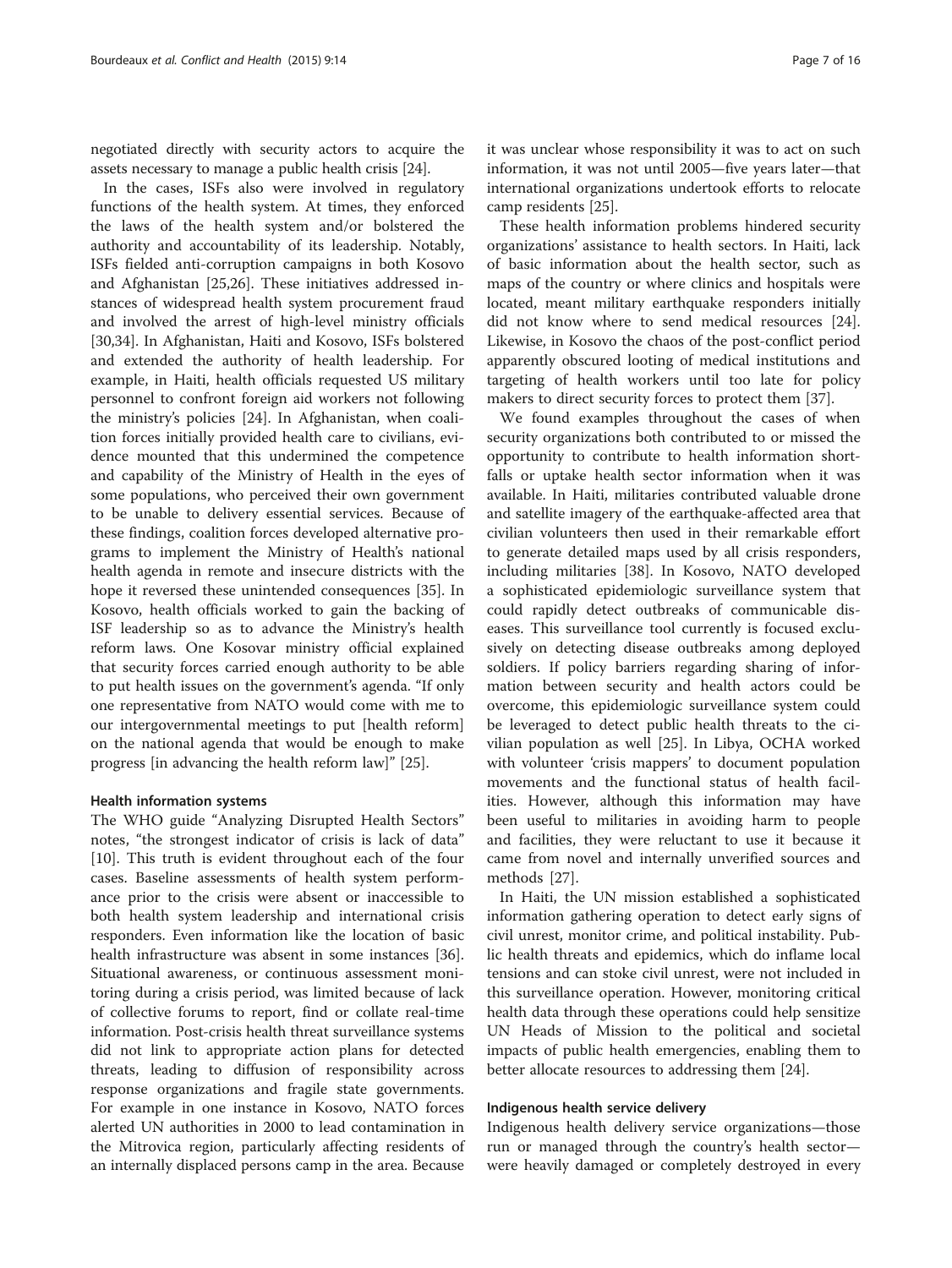negotiated directly with security actors to acquire the assets necessary to manage a public health crisis [24].

In the cases, ISFs also were involved in regulatory functions of the health system. At times, they enforced the laws of the health system and/or bolstered the authority and accountability of its leadership. Notably, ISFs fielded anti-corruption campaigns in both Kosovo and Afghanistan [25,26]. These initiatives addressed instances of widespread health system procurement fraud and involved the arrest of high-level ministry officials [30,34]. In Afghanistan, Haiti and Kosovo, ISFs bolstered and extended the authority of health leadership. For example, in Haiti, health officials requested US military personnel to confront foreign aid workers not following the ministry's policies [24]. In Afghanistan, when coalition forces initially provided health care to civilians, evidence mounted that this undermined the competence and capability of the Ministry of Health in the eyes of some populations, who perceived their own government to be unable to delivery essential services. Because of these findings, coalition forces developed alternative programs to implement the Ministry of Health's national health agenda in remote and insecure districts with the hope it reversed these unintended consequences [35]. In Kosovo, health officials worked to gain the backing of ISF leadership so as to advance the Ministry's health reform laws. One Kosovar ministry official explained that security forces carried enough authority to be able to put health issues on the government's agenda. "If only one representative from NATO would come with me to our intergovernmental meetings to put [health reform] on the national agenda that would be enough to make progress [in advancing the health reform law]" [25].

#### Health information systems

The WHO guide "Analyzing Disrupted Health Sectors" notes, "the strongest indicator of crisis is lack of data" [10]. This truth is evident throughout each of the four cases. Baseline assessments of health system performance prior to the crisis were absent or inaccessible to both health system leadership and international crisis responders. Even information like the location of basic health infrastructure was absent in some instances [36]. Situational awareness, or continuous assessment monitoring during a crisis period, was limited because of lack of collective forums to report, find or collate real-time information. Post-crisis health threat surveillance systems did not link to appropriate action plans for detected threats, leading to diffusion of responsibility across response organizations and fragile state governments. For example in one instance in Kosovo, NATO forces alerted UN authorities in 2000 to lead contamination in the Mitrovica region, particularly affecting residents of an internally displaced persons camp in the area. Because it was unclear whose responsibility it was to act on such information, it was not until 2005—five years later—that international organizations undertook efforts to relocate camp residents [25].

These health information problems hindered security organizations' assistance to health sectors. In Haiti, lack of basic information about the health sector, such as maps of the country or where clinics and hospitals were located, meant military earthquake responders initially did not know where to send medical resources [24]. Likewise, in Kosovo the chaos of the post-conflict period apparently obscured looting of medical institutions and targeting of health workers until too late for policy makers to direct security forces to protect them [37].

We found examples throughout the cases of when security organizations both contributed to or missed the opportunity to contribute to health information shortfalls or uptake health sector information when it was available. In Haiti, militaries contributed valuable drone and satellite imagery of the earthquake-affected area that civilian volunteers then used in their remarkable effort to generate detailed maps used by all crisis responders, including militaries [38]. In Kosovo, NATO developed a sophisticated epidemiologic surveillance system that could rapidly detect outbreaks of communicable diseases. This surveillance tool currently is focused exclusively on detecting disease outbreaks among deployed soldiers. If policy barriers regarding sharing of information between security and health actors could be overcome, this epidemiologic surveillance system could be leveraged to detect public health threats to the civilian population as well [25]. In Libya, OCHA worked with volunteer 'crisis mappers' to document population movements and the functional status of health facilities. However, although this information may have been useful to militaries in avoiding harm to people and facilities, they were reluctant to use it because it came from novel and internally unverified sources and methods [27].

In Haiti, the UN mission established a sophisticated information gathering operation to detect early signs of civil unrest, monitor crime, and political instability. Public health threats and epidemics, which do inflame local tensions and can stoke civil unrest, were not included in this surveillance operation. However, monitoring critical health data through these operations could help sensitize UN Heads of Mission to the political and societal impacts of public health emergencies, enabling them to better allocate resources to addressing them [24].

#### Indigenous health service delivery

Indigenous health delivery service organizations—those run or managed through the country's health sector—were heavily damaged or completely destroyed in every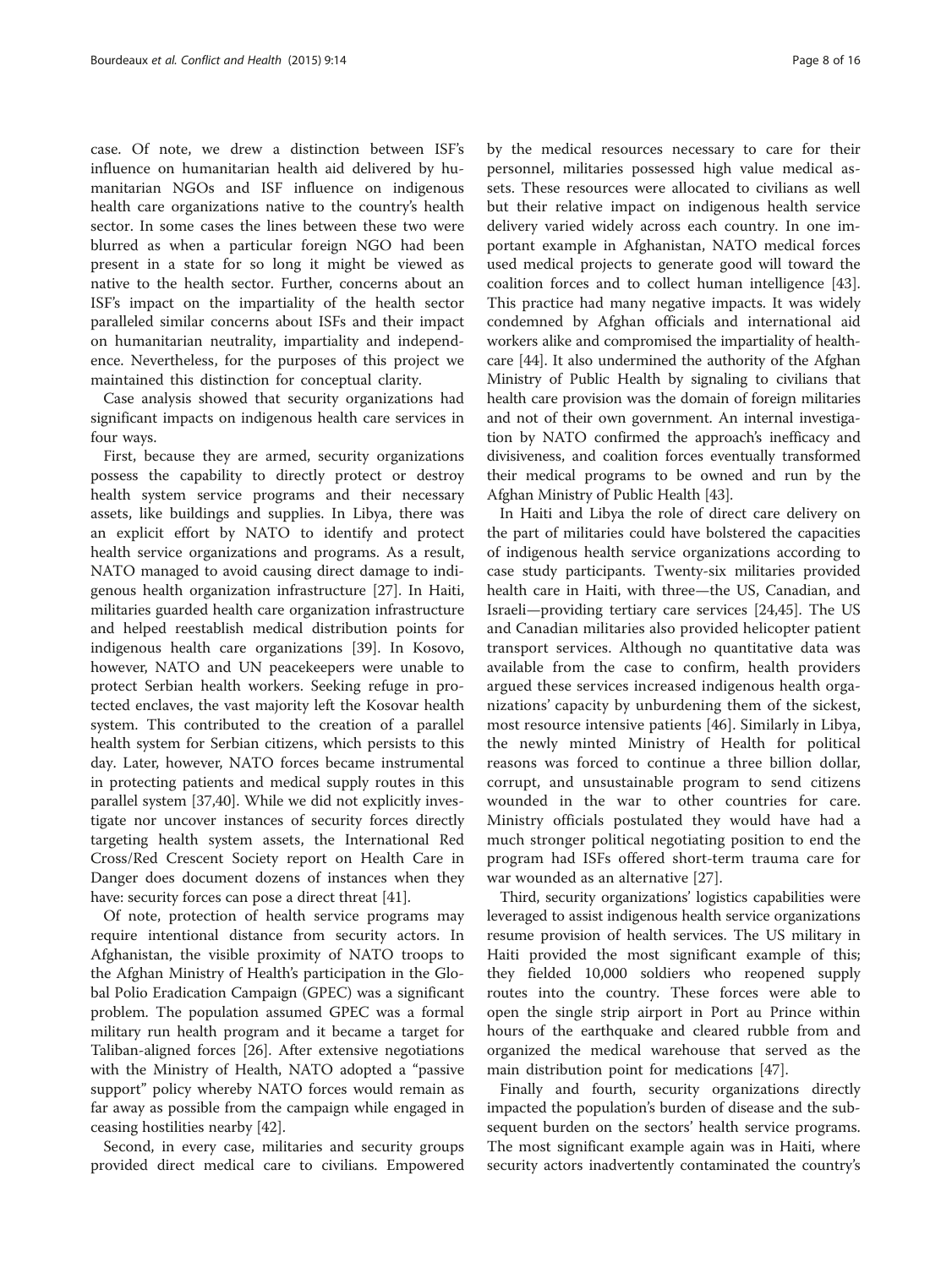case. Of note, we drew a distinction between ISF's influence on humanitarian health aid delivered by humanitarian NGOs and ISF influence on indigenous health care organizations native to the country's health sector. In some cases the lines between these two were blurred as when a particular foreign NGO had been present in a state for so long it might be viewed as native to the health sector. Further, concerns about an ISF's impact on the impartiality of the health sector paralleled similar concerns about ISFs and their impact on humanitarian neutrality, impartiality and independence. Nevertheless, for the purposes of this project we maintained this distinction for conceptual clarity.

Case analysis showed that security organizations had significant impacts on indigenous health care services in four ways.

First, because they are armed, security organizations possess the capability to directly protect or destroy health system service programs and their necessary assets, like buildings and supplies. In Libya, there was an explicit effort by NATO to identify and protect health service organizations and programs. As a result, NATO managed to avoid causing direct damage to indigenous health organization infrastructure [27]. In Haiti, militaries guarded health care organization infrastructure and helped reestablish medical distribution points for indigenous health care organizations [39]. In Kosovo, however, NATO and UN peacekeepers were unable to protect Serbian health workers. Seeking refuge in protected enclaves, the vast majority left the Kosovar health system. This contributed to the creation of a parallel health system for Serbian citizens, which persists to this day. Later, however, NATO forces became instrumental in protecting patients and medical supply routes in this parallel system [37,40]. While we did not explicitly investigate nor uncover instances of security forces directly targeting health system assets, the International Red Cross/Red Crescent Society report on Health Care in Danger does document dozens of instances when they have: security forces can pose a direct threat [41].

Of note, protection of health service programs may require intentional distance from security actors. In Afghanistan, the visible proximity of NATO troops to the Afghan Ministry of Health's participation in the Global Polio Eradication Campaign (GPEC) was a significant problem. The population assumed GPEC was a formal military run health program and it became a target for Taliban-aligned forces [26]. After extensive negotiations with the Ministry of Health, NATO adopted a "passive support" policy whereby NATO forces would remain as far away as possible from the campaign while engaged in ceasing hostilities nearby [42].

Second, in every case, militaries and security groups provided direct medical care to civilians. Empowered by the medical resources necessary to care for their personnel, militaries possessed high value medical assets. These resources were allocated to civilians as well but their relative impact on indigenous health service delivery varied widely across each country. In one important example in Afghanistan, NATO medical forces used medical projects to generate good will toward the coalition forces and to collect human intelligence [43]. This practice had many negative impacts. It was widely condemned by Afghan officials and international aid workers alike and compromised the impartiality of healthcare [44]. It also undermined the authority of the Afghan Ministry of Public Health by signaling to civilians that health care provision was the domain of foreign militaries and not of their own government. An internal investigation by NATO confirmed the approach's inefficacy and divisiveness, and coalition forces eventually transformed their medical programs to be owned and run by the Afghan Ministry of Public Health [43].

In Haiti and Libya the role of direct care delivery on the part of militaries could have bolstered the capacities of indigenous health service organizations according to case study participants. Twenty-six militaries provided health care in Haiti, with three—the US, Canadian, and Israeli—providing tertiary care services [24,45]. The US and Canadian militaries also provided helicopter patient transport services. Although no quantitative data was available from the case to confirm, health providers argued these services increased indigenous health organizations' capacity by unburdening them of the sickest, most resource intensive patients [46]. Similarly in Libya, the newly minted Ministry of Health for political reasons was forced to continue a three billion dollar, corrupt, and unsustainable program to send citizens wounded in the war to other countries for care. Ministry officials postulated they would have had a much stronger political negotiating position to end the program had ISFs offered short-term trauma care for war wounded as an alternative [27].

Third, security organizations' logistics capabilities were leveraged to assist indigenous health service organizations resume provision of health services. The US military in Haiti provided the most significant example of this; they fielded 10,000 soldiers who reopened supply routes into the country. These forces were able to open the single strip airport in Port au Prince within hours of the earthquake and cleared rubble from and organized the medical warehouse that served as the main distribution point for medications [47].

Finally and fourth, security organizations directly impacted the population's burden of disease and the subsequent burden on the sectors' health service programs. The most significant example again was in Haiti, where security actors inadvertently contaminated the country's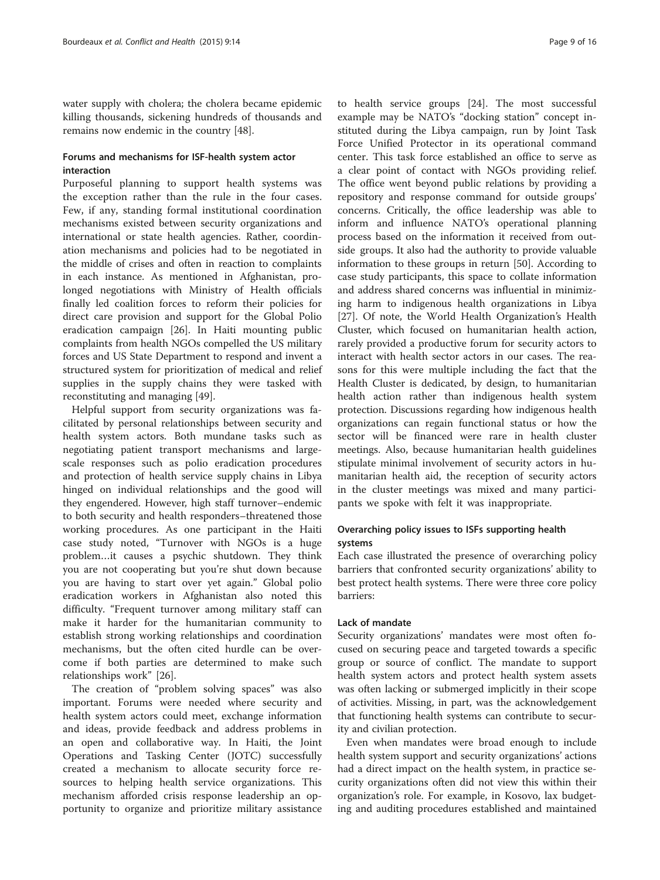water supply with cholera; the cholera became epidemic killing thousands, sickening hundreds of thousands and remains now endemic in the country [48].

### Forums and mechanisms for ISF-health system actor interaction

Purposeful planning to support health systems was the exception rather than the rule in the four cases. Few, if any, standing formal institutional coordination mechanisms existed between security organizations and international or state health agencies. Rather, coordination mechanisms and policies had to be negotiated in the middle of crises and often in reaction to complaints in each instance. As mentioned in Afghanistan, prolonged negotiations with Ministry of Health officials finally led coalition forces to reform their policies for direct care provision and support for the Global Polio eradication campaign [26]. In Haiti mounting public complaints from health NGOs compelled the US military forces and US State Department to respond and invent a structured system for prioritization of medical and relief supplies in the supply chains they were tasked with reconstituting and managing [49].

Helpful support from security organizations was facilitated by personal relationships between security and health system actors. Both mundane tasks such as negotiating patient transport mechanisms and large-scale responses such as polio eradication procedures and protection of health service supply chains in Libya hinged on individual relationships and the good will they engendered. However, high staff turnover–endemic to both security and health responders–threatened those working procedures. As one participant in the Haiti case study noted, "Turnover with NGOs is a huge problem…it causes a psychic shutdown. They think you are not cooperating but you're shut down because you are having to start over yet again." Global polio eradication workers in Afghanistan also noted this difficulty. "Frequent turnover among military staff can make it harder for the humanitarian community to establish strong working relationships and coordination mechanisms, but the often cited hurdle can be overcome if both parties are determined to make such relationships work" [26].

The creation of "problem solving spaces" was also important. Forums were needed where security and health system actors could meet, exchange information and ideas, provide feedback and address problems in an open and collaborative way. In Haiti, the Joint Operations and Tasking Center (JOTC) successfully created a mechanism to allocate security force resources to helping health service organizations. This mechanism afforded crisis response leadership an opportunity to organize and prioritize military assistance to health service groups [24]. The most successful example may be NATO's "docking station" concept instituted during the Libya campaign, run by Joint Task Force Unified Protector in its operational command center. This task force established an office to serve as a clear point of contact with NGOs providing relief. The office went beyond public relations by providing a repository and response command for outside groups' concerns. Critically, the office leadership was able to inform and influence NATO's operational planning process based on the information it received from outside groups. It also had the authority to provide valuable information to these groups in return [50]. According to case study participants, this space to collate information and address shared concerns was influential in minimizing harm to indigenous health organizations in Libya [27]. Of note, the World Health Organization's Health Cluster, which focused on humanitarian health action, rarely provided a productive forum for security actors to interact with health sector actors in our cases. The reasons for this were multiple including the fact that the Health Cluster is dedicated, by design, to humanitarian health action rather than indigenous health system protection. Discussions regarding how indigenous health organizations can regain functional status or how the sector will be financed were rare in health cluster meetings. Also, because humanitarian health guidelines stipulate minimal involvement of security actors in humanitarian health aid, the reception of security actors in the cluster meetings was mixed and many participants we spoke with felt it was inappropriate.

### Overarching policy issues to ISFs supporting health systems

Each case illustrated the presence of overarching policy barriers that confronted security organizations' ability to best protect health systems. There were three core policy barriers:

#### Lack of mandate

Security organizations' mandates were most often focused on securing peace and targeted towards a specific group or source of conflict. The mandate to support health system actors and protect health system assets was often lacking or submerged implicitly in their scope of activities. Missing, in part, was the acknowledgement that functioning health systems can contribute to security and civilian protection.

Even when mandates were broad enough to include health system support and security organizations' actions had a direct impact on the health system, in practice security organizations often did not view this within their organization's role. For example, in Kosovo, lax budgeting and auditing procedures established and maintained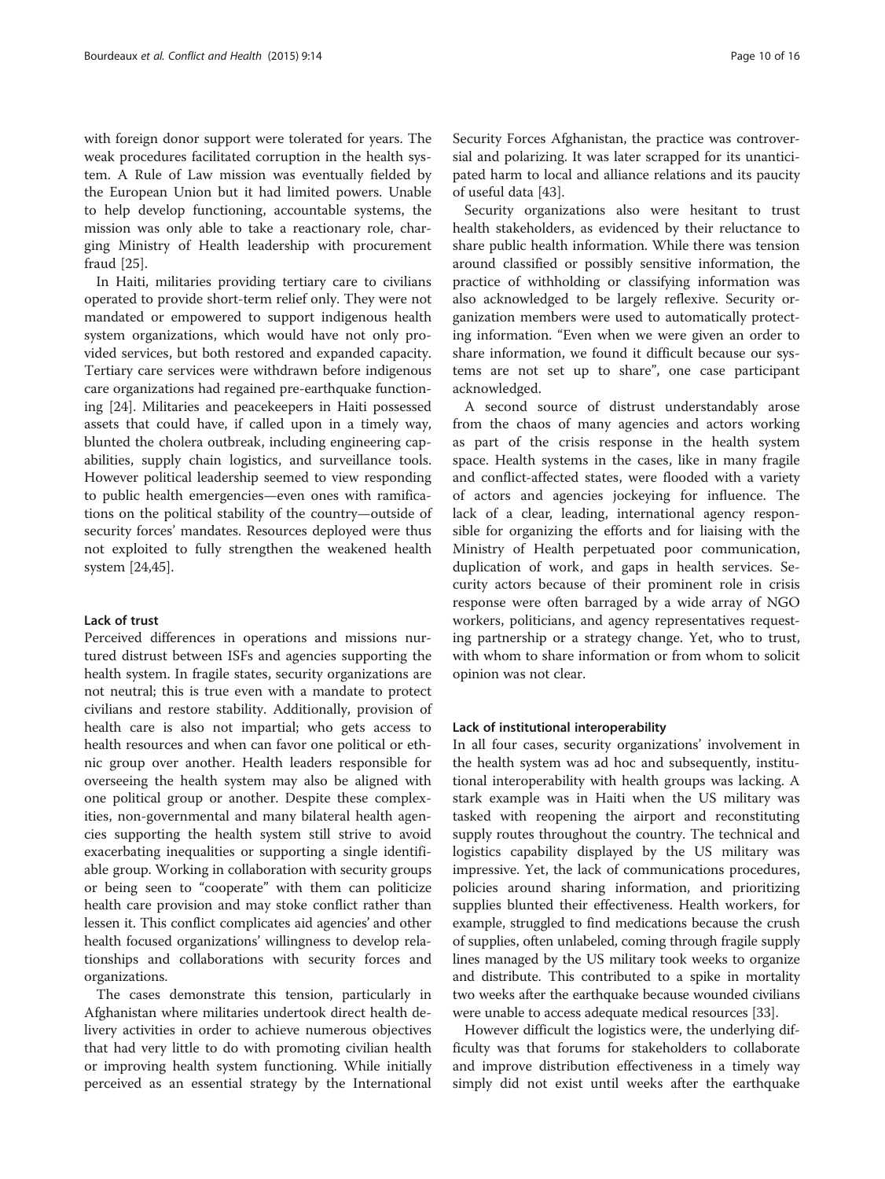with foreign donor support were tolerated for years. The weak procedures facilitated corruption in the health system. A Rule of Law mission was eventually fielded by the European Union but it had limited powers. Unable to help develop functioning, accountable systems, the mission was only able to take a reactionary role, charging Ministry of Health leadership with procurement fraud [25].

In Haiti, militaries providing tertiary care to civilians operated to provide short-term relief only. They were not mandated or empowered to support indigenous health system organizations, which would have not only provided services, but both restored and expanded capacity. Tertiary care services were withdrawn before indigenous care organizations had regained pre-earthquake functioning [24]. Militaries and peacekeepers in Haiti possessed assets that could have, if called upon in a timely way, blunted the cholera outbreak, including engineering capabilities, supply chain logistics, and surveillance tools. However political leadership seemed to view responding to public health emergencies—even ones with ramifications on the political stability of the country—outside of security forces' mandates. Resources deployed were thus not exploited to fully strengthen the weakened health system [24,45].

#### Lack of trust

Perceived differences in operations and missions nurtured distrust between ISFs and agencies supporting the health system. In fragile states, security organizations are not neutral; this is true even with a mandate to protect civilians and restore stability. Additionally, provision of health care is also not impartial; who gets access to health resources and when can favor one political or ethnic group over another. Health leaders responsible for overseeing the health system may also be aligned with one political group or another. Despite these complexities, non-governmental and many bilateral health agencies supporting the health system still strive to avoid exacerbating inequalities or supporting a single identifiable group. Working in collaboration with security groups or being seen to "cooperate" with them can politicize health care provision and may stoke conflict rather than lessen it. This conflict complicates aid agencies' and other health focused organizations' willingness to develop relationships and collaborations with security forces and organizations.

The cases demonstrate this tension, particularly in Afghanistan where militaries undertook direct health delivery activities in order to achieve numerous objectives that had very little to do with promoting civilian health or improving health system functioning. While initially perceived as an essential strategy by the International Security Forces Afghanistan, the practice was controversial and polarizing. It was later scrapped for its unanticipated harm to local and alliance relations and its paucity of useful data [43].

Security organizations also were hesitant to trust health stakeholders, as evidenced by their reluctance to share public health information. While there was tension around classified or possibly sensitive information, the practice of withholding or classifying information was also acknowledged to be largely reflexive. Security organization members were used to automatically protecting information. "Even when we were given an order to share information, we found it difficult because our systems are not set up to share", one case participant acknowledged.

A second source of distrust understandably arose from the chaos of many agencies and actors working as part of the crisis response in the health system space. Health systems in the cases, like in many fragile and conflict-affected states, were flooded with a variety of actors and agencies jockeying for influence. The lack of a clear, leading, international agency responsible for organizing the efforts and for liaising with the Ministry of Health perpetuated poor communication, duplication of work, and gaps in health services. Security actors because of their prominent role in crisis response were often barraged by a wide array of NGO workers, politicians, and agency representatives requesting partnership or a strategy change. Yet, who to trust, with whom to share information or from whom to solicit opinion was not clear.

#### Lack of institutional interoperability

In all four cases, security organizations' involvement in the health system was ad hoc and subsequently, institutional interoperability with health groups was lacking. A stark example was in Haiti when the US military was tasked with reopening the airport and reconstituting supply routes throughout the country. The technical and logistics capability displayed by the US military was impressive. Yet, the lack of communications procedures, policies around sharing information, and prioritizing supplies blunted their effectiveness. Health workers, for example, struggled to find medications because the crush of supplies, often unlabeled, coming through fragile supply lines managed by the US military took weeks to organize and distribute. This contributed to a spike in mortality two weeks after the earthquake because wounded civilians were unable to access adequate medical resources [33].

However difficult the logistics were, the underlying difficulty was that forums for stakeholders to collaborate and improve distribution effectiveness in a timely way simply did not exist until weeks after the earthquake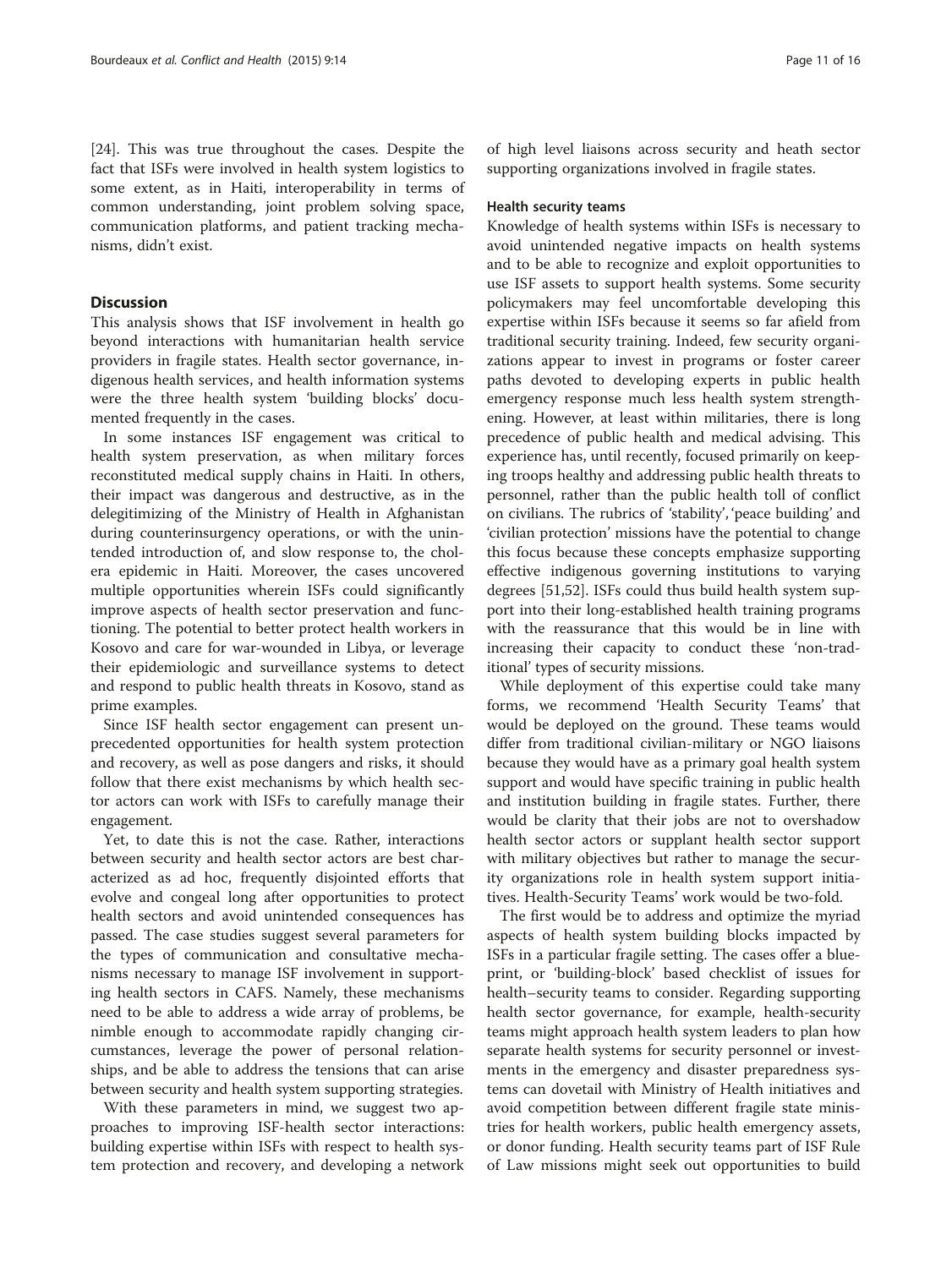[24]. This was true throughout the cases. Despite the fact that ISFs were involved in health system logistics to some extent, as in Haiti, interoperability in terms of common understanding, joint problem solving space, communication platforms, and patient tracking mechanisms, didn't exist.

## Discussion

This analysis shows that ISF involvement in health go beyond interactions with humanitarian health service providers in fragile states. Health sector governance, indigenous health services, and health information systems were the three health system 'building blocks' documented frequently in the cases.

In some instances ISF engagement was critical to health system preservation, as when military forces reconstituted medical supply chains in Haiti. In others, their impact was dangerous and destructive, as in the delegitimizing of the Ministry of Health in Afghanistan during counterinsurgency operations, or with the unintended introduction of, and slow response to, the cholera epidemic in Haiti. Moreover, the cases uncovered multiple opportunities wherein ISFs could significantly improve aspects of health sector preservation and functioning. The potential to better protect health workers in Kosovo and care for war-wounded in Libya, or leverage their epidemiologic and surveillance systems to detect and respond to public health threats in Kosovo, stand as prime examples.

Since ISF health sector engagement can present unprecedented opportunities for health system protection and recovery, as well as pose dangers and risks, it should follow that there exist mechanisms by which health sector actors can work with ISFs to carefully manage their engagement.

Yet, to date this is not the case. Rather, interactions between security and health sector actors are best characterized as ad hoc, frequently disjointed efforts that evolve and congeal long after opportunities to protect health sectors and avoid unintended consequences has passed. The case studies suggest several parameters for the types of communication and consultative mechanisms necessary to manage ISF involvement in supporting health sectors in CAFS. Namely, these mechanisms need to be able to address a wide array of problems, be nimble enough to accommodate rapidly changing circumstances, leverage the power of personal relationships, and be able to address the tensions that can arise between security and health system supporting strategies.

With these parameters in mind, we suggest two approaches to improving ISF-health sector interactions: building expertise within ISFs with respect to health system protection and recovery, and developing a network of high level liaisons across security and heath sector supporting organizations involved in fragile states.

### Health security teams

Knowledge of health systems within ISFs is necessary to avoid unintended negative impacts on health systems and to be able to recognize and exploit opportunities to use ISF assets to support health systems. Some security policymakers may feel uncomfortable developing this expertise within ISFs because it seems so far afield from traditional security training. Indeed, few security organizations appear to invest in programs or foster career paths devoted to developing experts in public health emergency response much less health system strengthening. However, at least within militaries, there is long precedence of public health and medical advising. This experience has, until recently, focused primarily on keeping troops healthy and addressing public health threats to personnel, rather than the public health toll of conflict on civilians. The rubrics of 'stability', 'peace building' and 'civilian protection' missions have the potential to change this focus because these concepts emphasize supporting effective indigenous governing institutions to varying degrees [51,52]. ISFs could thus build health system support into their long-established health training programs with the reassurance that this would be in line with increasing their capacity to conduct these 'non-traditional' types of security missions.

While deployment of this expertise could take many forms, we recommend 'Health Security Teams' that would be deployed on the ground. These teams would differ from traditional civilian-military or NGO liaisons because they would have as a primary goal health system support and would have specific training in public health and institution building in fragile states. Further, there would be clarity that their jobs are not to overshadow health sector actors or supplant health sector support with military objectives but rather to manage the security organizations role in health system support initiatives. Health-Security Teams' work would be two-fold.

The first would be to address and optimize the myriad aspects of health system building blocks impacted by ISFs in a particular fragile setting. The cases offer a blueprint, or 'building-block' based checklist of issues for health–security teams to consider. Regarding supporting health sector governance, for example, health-security teams might approach health system leaders to plan how separate health systems for security personnel or investments in the emergency and disaster preparedness systems can dovetail with Ministry of Health initiatives and avoid competition between different fragile state ministries for health workers, public health emergency assets, or donor funding. Health security teams part of ISF Rule of Law missions might seek out opportunities to build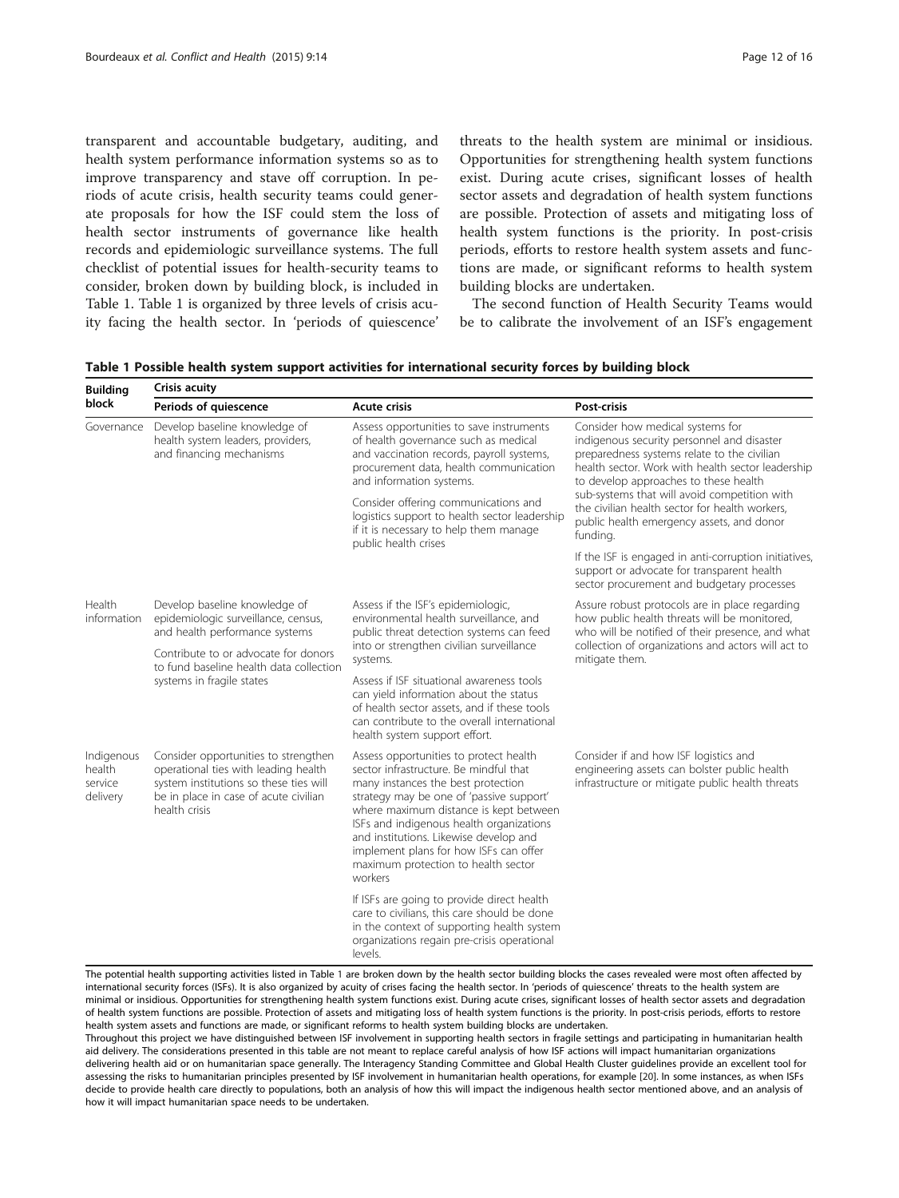transparent and accountable budgetary, auditing, and health system performance information systems so as to improve transparency and stave off corruption. In periods of acute crisis, health security teams could generate proposals for how the ISF could stem the loss of health sector instruments of governance like health records and epidemiologic surveillance systems. The full checklist of potential issues for health-security teams to consider, broken down by building block, is included in Table 1. Table 1 is organized by three levels of crisis acuity facing the health sector. In 'periods of quiescence' threats to the health system are minimal or insidious. Opportunities for strengthening health system functions exist. During acute crises, significant losses of health sector assets and degradation of health system functions are possible. Protection of assets and mitigating loss of health system functions is the priority. In post-crisis periods, efforts to restore health system assets and functions are made, or significant reforms to health system building blocks are undertaken.

The second function of Health Security Teams would be to calibrate the involvement of an ISF's engagement

**Table 1 Possible health system support activities for international security forces by building block**

| Building block | Crisis acuity | | |
|---|---|---|---|
| | Periods of quiescence | Acute crisis | Post-crisis |
| Governance | Develop baseline knowledge of health system leaders, providers, and financing mechanisms | Assess opportunities to save instruments of health governance such as medical and vaccination records, payroll systems, procurement data, health communication and information systems.<br><br>Consider offering communications and logistics support to health sector leadership if it is necessary to help them manage public health crises | Consider how medical systems for indigenous security personnel and disaster preparedness systems relate to the civilian health sector. Work with health sector leadership to develop approaches to these health sub-systems that will avoid competition with the civilian health sector for health workers, public health emergency assets, and donor funding.<br><br>If the ISF is engaged in anti-corruption initiatives, support or advocate for transparent health sector procurement and budgetary processes |
| Health information | Develop baseline knowledge of epidemiologic surveillance, census, and health performance systems<br><br>Contribute to or advocate for donors to fund baseline health data collection systems in fragile states | Assess if the ISF's epidemiologic, environmental health surveillance, and public threat detection systems can feed into or strengthen civilian surveillance systems.<br><br>Assess if ISF situational awareness tools can yield information about the status of health sector assets, and if these tools can contribute to the overall international health system support effort. | Assure robust protocols are in place regarding how public health threats will be monitored, who will be notified of their presence, and what collection of organizations and actors will act to mitigate them. |
| Indigenous health service delivery | Consider opportunities to strengthen operational ties with leading health system institutions so these ties will be in place in case of acute civilian health crisis | Assess opportunities to protect health sector infrastructure. Be mindful that many instances the best protection strategy may be one of 'passive support' where maximum distance is kept between ISFs and indigenous health organizations and institutions. Likewise develop and implement plans for how ISFs can offer maximum protection to health sector workers<br><br>If ISFs are going to provide direct health care to civilians, this care should be done in the context of supporting health system organizations regain pre-crisis operational levels. | Consider if and how ISF logistics and engineering assets can bolster public health infrastructure or mitigate public health threats |

The potential health supporting activities listed in Table 1 are broken down by the health sector building blocks the cases revealed were most often affected by international security forces (ISFs). It is also organized by acuity of crises facing the health sector. In 'periods of quiescence' threats to the health system are minimal or insidious. Opportunities for strengthening health system functions exist. During acute crises, significant losses of health sector assets and degradation of health system functions are possible. Protection of assets and mitigating loss of health system functions is the priority. In post-crisis periods, efforts to restore health system assets and functions are made, or significant reforms to health system building blocks are undertaken.
Throughout this project we have distinguished between ISF involvement in supporting health sectors in fragile settings and participating in humanitarian health aid delivery. The considerations presented in this table are not meant to replace careful analysis of how ISF actions will impact humanitarian organizations delivering health aid or on humanitarian space generally. The Interagency Standing Committee and Global Health Cluster guidelines provide an excellent tool for assessing the risks to humanitarian principles presented by ISF involvement in humanitarian health operations, for example [20]. In some instances, as when ISFs decide to provide health care directly to populations, both an analysis of how this will impact the indigenous health sector mentioned above, and an analysis of how it will impact humanitarian space needs to be undertaken.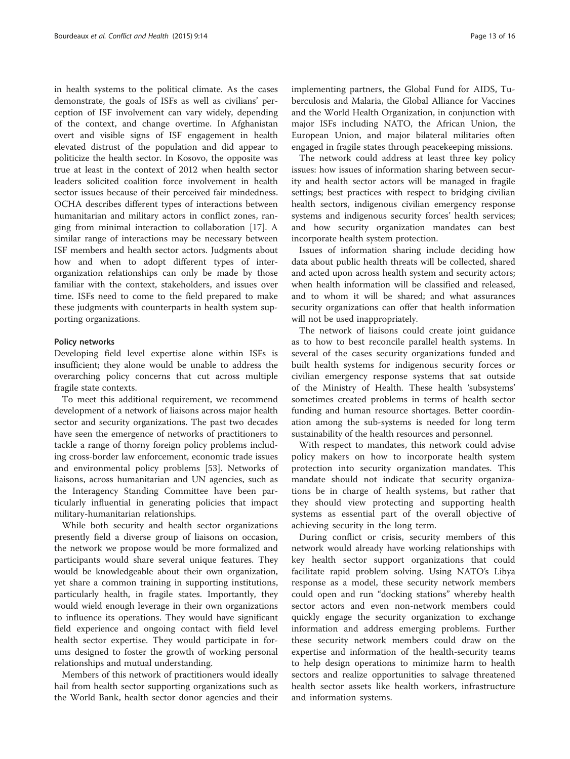in health systems to the political climate. As the cases demonstrate, the goals of ISFs as well as civilians' perception of ISF involvement can vary widely, depending of the context, and change overtime. In Afghanistan overt and visible signs of ISF engagement in health elevated distrust of the population and did appear to politicize the health sector. In Kosovo, the opposite was true at least in the context of 2012 when health sector leaders solicited coalition force involvement in health sector issues because of their perceived fair mindedness. OCHA describes different types of interactions between humanitarian and military actors in conflict zones, ranging from minimal interaction to collaboration [17]. A similar range of interactions may be necessary between ISF members and health sector actors. Judgments about how and when to adopt different types of inter-organization relationships can only be made by those familiar with the context, stakeholders, and issues over time. ISFs need to come to the field prepared to make these judgments with counterparts in health system supporting organizations.

#### Policy networks

Developing field level expertise alone within ISFs is insufficient; they alone would be unable to address the overarching policy concerns that cut across multiple fragile state contexts.

To meet this additional requirement, we recommend development of a network of liaisons across major health sector and security organizations. The past two decades have seen the emergence of networks of practitioners to tackle a range of thorny foreign policy problems including cross-border law enforcement, economic trade issues and environmental policy problems [53]. Networks of liaisons, across humanitarian and UN agencies, such as the Interagency Standing Committee have been particularly influential in generating policies that impact military-humanitarian relationships.

While both security and health sector organizations presently field a diverse group of liaisons on occasion, the network we propose would be more formalized and participants would share several unique features. They would be knowledgeable about their own organization, yet share a common training in supporting institutions, particularly health, in fragile states. Importantly, they would wield enough leverage in their own organizations to influence its operations. They would have significant field experience and ongoing contact with field level health sector expertise. They would participate in forums designed to foster the growth of working personal relationships and mutual understanding.

Members of this network of practitioners would ideally hail from health sector supporting organizations such as the World Bank, health sector donor agencies and their implementing partners, the Global Fund for AIDS, Tuberculosis and Malaria, the Global Alliance for Vaccines and the World Health Organization, in conjunction with major ISFs including NATO, the African Union, the European Union, and major bilateral militaries often engaged in fragile states through peacekeeping missions.

The network could address at least three key policy issues: how issues of information sharing between security and health sector actors will be managed in fragile settings; best practices with respect to bridging civilian health sectors, indigenous civilian emergency response systems and indigenous security forces' health services; and how security organization mandates can best incorporate health system protection.

Issues of information sharing include deciding how data about public health threats will be collected, shared and acted upon across health system and security actors; when health information will be classified and released, and to whom it will be shared; and what assurances security organizations can offer that health information will not be used inappropriately.

The network of liaisons could create joint guidance as to how to best reconcile parallel health systems. In several of the cases security organizations funded and built health systems for indigenous security forces or civilian emergency response systems that sat outside of the Ministry of Health. These health 'subsystems' sometimes created problems in terms of health sector funding and human resource shortages. Better coordination among the sub-systems is needed for long term sustainability of the health resources and personnel.

With respect to mandates, this network could advise policy makers on how to incorporate health system protection into security organization mandates. This mandate should not indicate that security organizations be in charge of health systems, but rather that they should view protecting and supporting health systems as essential part of the overall objective of achieving security in the long term.

During conflict or crisis, security members of this network would already have working relationships with key health sector support organizations that could facilitate rapid problem solving. Using NATO's Libya response as a model, these security network members could open and run "docking stations" whereby health sector actors and even non-network members could quickly engage the security organization to exchange information and address emerging problems. Further these security network members could draw on the expertise and information of the health-security teams to help design operations to minimize harm to health sectors and realize opportunities to salvage threatened health sector assets like health workers, infrastructure and information systems.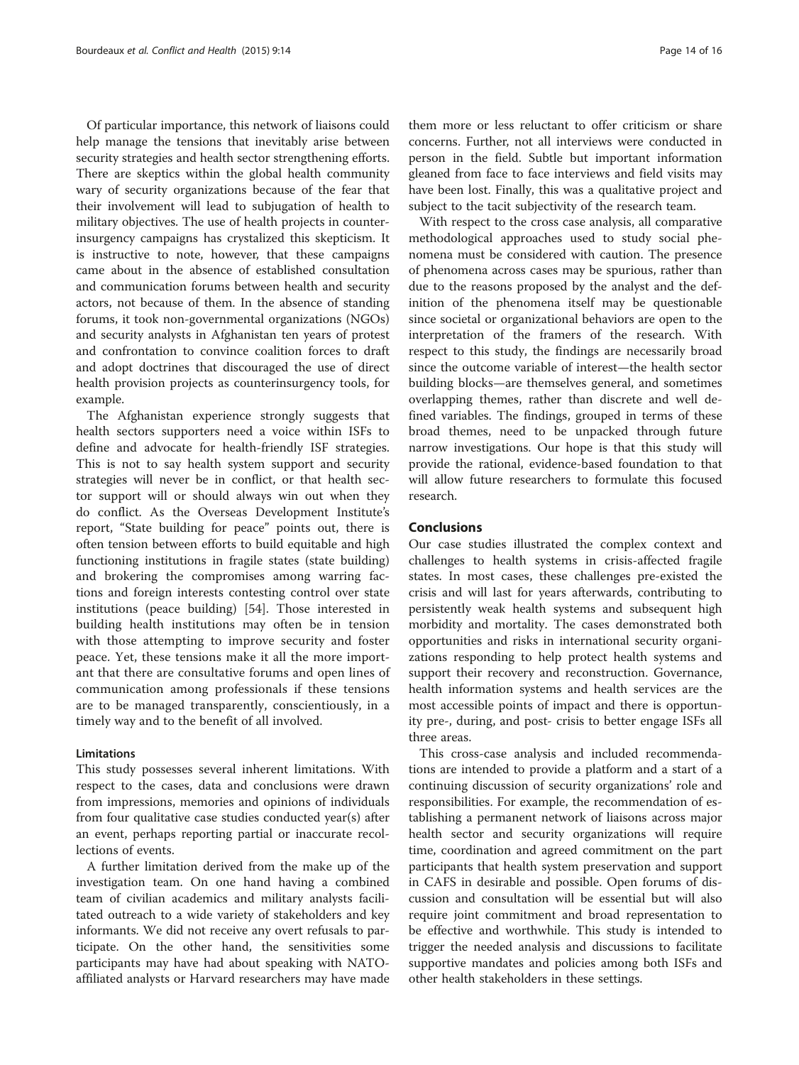Of particular importance, this network of liaisons could help manage the tensions that inevitably arise between security strategies and health sector strengthening efforts. There are skeptics within the global health community wary of security organizations because of the fear that their involvement will lead to subjugation of health to military objectives. The use of health projects in counterinsurgency campaigns has crystalized this skepticism. It is instructive to note, however, that these campaigns came about in the absence of established consultation and communication forums between health and security actors, not because of them. In the absence of standing forums, it took non-governmental organizations (NGOs) and security analysts in Afghanistan ten years of protest and confrontation to convince coalition forces to draft and adopt doctrines that discouraged the use of direct health provision projects as counterinsurgency tools, for example.

The Afghanistan experience strongly suggests that health sectors supporters need a voice within ISFs to define and advocate for health-friendly ISF strategies. This is not to say health system support and security strategies will never be in conflict, or that health sector support will or should always win out when they do conflict. As the Overseas Development Institute's report, "State building for peace" points out, there is often tension between efforts to build equitable and high functioning institutions in fragile states (state building) and brokering the compromises among warring factions and foreign interests contesting control over state institutions (peace building) [54]. Those interested in building health institutions may often be in tension with those attempting to improve security and foster peace. Yet, these tensions make it all the more important that there are consultative forums and open lines of communication among professionals if these tensions are to be managed transparently, conscientiously, in a timely way and to the benefit of all involved.

### Limitations

This study possesses several inherent limitations. With respect to the cases, data and conclusions were drawn from impressions, memories and opinions of individuals from four qualitative case studies conducted year(s) after an event, perhaps reporting partial or inaccurate recollections of events.

A further limitation derived from the make up of the investigation team. On one hand having a combined team of civilian academics and military analysts facilitated outreach to a wide variety of stakeholders and key informants. We did not receive any overt refusals to participate. On the other hand, the sensitivities some participants may have had about speaking with NATO-affiliated analysts or Harvard researchers may have made them more or less reluctant to offer criticism or share concerns. Further, not all interviews were conducted in person in the field. Subtle but important information gleaned from face to face interviews and field visits may have been lost. Finally, this was a qualitative project and subject to the tacit subjectivity of the research team.

With respect to the cross case analysis, all comparative methodological approaches used to study social phenomena must be considered with caution. The presence of phenomena across cases may be spurious, rather than due to the reasons proposed by the analyst and the definition of the phenomena itself may be questionable since societal or organizational behaviors are open to the interpretation of the framers of the research. With respect to this study, the findings are necessarily broad since the outcome variable of interest—the health sector building blocks—are themselves general, and sometimes overlapping themes, rather than discrete and well defined variables. The findings, grouped in terms of these broad themes, need to be unpacked through future narrow investigations. Our hope is that this study will provide the rational, evidence-based foundation to that will allow future researchers to formulate this focused research.

## Conclusions

Our case studies illustrated the complex context and challenges to health systems in crisis-affected fragile states. In most cases, these challenges pre-existed the crisis and will last for years afterwards, contributing to persistently weak health systems and subsequent high morbidity and mortality. The cases demonstrated both opportunities and risks in international security organizations responding to help protect health systems and support their recovery and reconstruction. Governance, health information systems and health services are the most accessible points of impact and there is opportunity pre-, during, and post- crisis to better engage ISFs all three areas.

This cross-case analysis and included recommendations are intended to provide a platform and a start of a continuing discussion of security organizations' role and responsibilities. For example, the recommendation of establishing a permanent network of liaisons across major health sector and security organizations will require time, coordination and agreed commitment on the part participants that health system preservation and support in CAFS in desirable and possible. Open forums of discussion and consultation will be essential but will also require joint commitment and broad representation to be effective and worthwhile. This study is intended to trigger the needed analysis and discussions to facilitate supportive mandates and policies among both ISFs and other health stakeholders in these settings.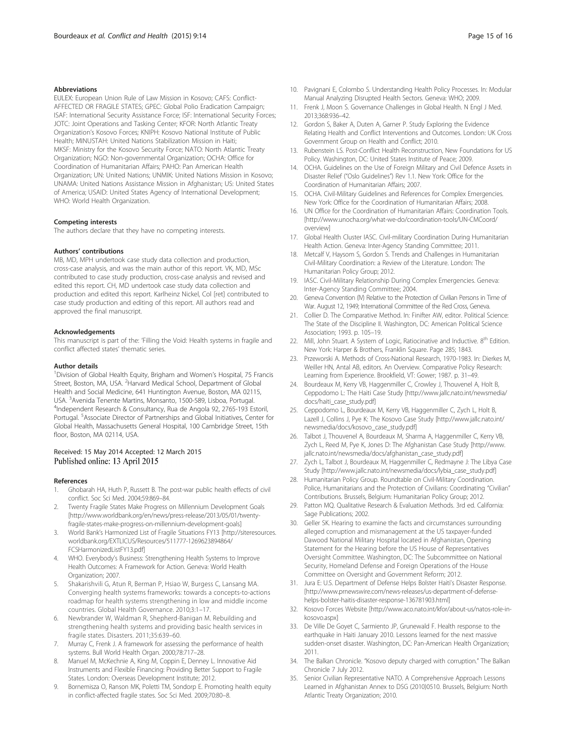### Abbreviations

EULEX: European Union Rule of Law Mission in Kosovo; CAFS: Conflict-AFFECTED OR FRAGILE STATES; GPEC: Global Polio Eradication Campaign; ISAF: International Security Assistance Force; ISF: International Security Forces; JOTC: Joint Operations and Tasking Center; KFOR: North Atlantic Treaty Organization's Kosovo Forces; KNIPH: Kosovo National Institute of Public Health; MINUSTAH: United Nations Stabilization Mission in Haiti; MKSF: Ministry for the Kosovo Security Force; NATO: North Atlantic Treaty Organization; NGO: Non-governmental Organization; OCHA: Office for Coordination of Humanitarian Affairs; PAHO: Pan American Health Organization; UN: United Nations; UNMIK: United Nations Mission in Kosovo; UNAMA: United Nations Assistance Mission in Afghanistan; US: United States of America; USAID: United States Agency of International Development; WHO: World Health Organization.

### Competing interests

The authors declare that they have no competing interests.

### Authors' contributions

MB, MD, MPH undertook case study data collection and production, cross-case analysis, and was the main author of this report. VK, MD, MSc contributed to case study production, cross-case analysis and revised and edited this report. CH, MD undertook case study data collection and production and edited this report. Karlheinz Nickel, Col [ret] contributed to case study production and editing of this report. All authors read and approved the final manuscript.

### Acknowledgements

This manuscript is part of the: 'Filling the Void: Health systems in fragile and conflict affected states' thematic series.

### Author details

[1]Division of Global Health Equity, Brigham and Women's Hospital, 75 Francis Street, Boston, MA, USA. [2]Harvard Medical School, Department of Global Health and Social Medicine, 641 Huntington Avenue, Boston, MA 02115, USA. [3]Avenida Tenente Martins, Monsanto, 1500-589, Lisboa, Portugal. [4]Independent Research & Consultancy, Rua de Angola 92, 2765-193 Estoril, Portugal. [5]Associate Director of Partnerships and Global Initiatives, Center for Global Health, Massachusetts General Hospital, 100 Cambridge Street, 15th floor, Boston, MA 02114, USA.

Received: 15 May 2014 Accepted: 12 March 2015
Published online: 13 April 2015

### References

1. Ghobarah HA, Huth P, Russett B. The post-war public health effects of civil conflict. Soc Sci Med. 2004;59:869–84.
2. Twenty Fragile States Make Progress on Millennium Development Goals [http://www.worldbank.org/en/news/press-release/2013/05/01/twenty-fragile-states-make-progress-on-millennium-development-goals]
3. World Bank's Harmonized List of Fragile Situations FY13 [http://siteresources.worldbank.org/EXTLICUS/Resources/511777-1269623894864/FCSHarmonizedListFY13.pdf]
4. WHO. Everybody's Business: Strengthening Health Systems to Improve Health Outcomes: A Framework for Action. Geneva: World Health Organization; 2007.
5. Shakarishvili G, Atun R, Berman P, Hsiao W, Burgess C, Lansang MA. Converging health systems frameworks: towards a concepts-to-actions roadmap for health systems strengthening in low and middle income countries. Global Health Governance. 2010;3:1–17.
6. Newbrander W, Waldman R, Shepherd-Banigan M. Rebuilding and strengthening health systems and providing basic health services in fragile states. Disasters. 2011;35:639–60.
7. Murray C, Frenk J. A framework for assessing the performance of health systems. Bull World Health Organ. 2000;78:717–28.
8. Manuel M, McKechnie A, King M, Coppin E, Denney L. Innovative Aid Instruments and Flexible Financing: Providing Better Support to Fragile States. London: Overseas Development Institute; 2012.
9. Bornemisza O, Ranson MK, Poletti TM, Sondorp E. Promoting health equity in conflict-affected fragile states. Soc Sci Med. 2009;70:80–8.
10. Pavignani E, Colombo S. Understanding Health Policy Processes. In: Modular Manual Analyzing Disrupted Health Sectors. Geneva: WHO; 2009.
11. Frenk J, Moon S. Governance Challenges in Global Health. N Engl J Med. 2013;368:936–42.
12. Gordon S, Baker A, Duten A, Garner P. Study Exploring the Evidence Relating Health and Conflict Interventions and Outcomes. London: UK Cross Government Group on Health and Conflict; 2010.
13. Rubenstein LS. Post-Conflict Health Reconstruction, New Foundations for US Policy. Washington, DC: United States Institute of Peace; 2009.
14. OCHA. Guidelines on the Use of Foreign Military and Civil Defence Assets in Disaster Relief ("Oslo Guidelines") Rev 1.1. New York: Office for the Coordination of Humanitarian Affairs; 2007.
15. OCHA. Civil-Military Guidelines and References for Complex Emergencies. New York: Office for the Coordination of Humanitarian Affairs; 2008.
16. UN Office for the Coordination of Humanitarian Affairs: Coordination Tools. [http://www.unocha.org/what-we-do/coordination-tools/UN-CMCoord/overview]
17. Global Health Cluster IASC. Civil-military Coordination During Humanitarian Health Action. Geneva: Inter-Agency Standing Committee; 2011.
18. Metcalf V, Haysom S, Gordon S. Trends and Challenges in Humanitarian Civil-Military Coordination: a Review of the Literature. London: The Humanitarian Policy Group; 2012.
19. IASC. Civil-Military Relationship During Complex Emergencies. Geneva: Inter-Agency Standing Committee; 2004.
20. Geneva Convention (IV) Relative to the Protection of Civilian Persons in Time of War. August 12, 1949; International Committee of the Red Cross, Geneva.
21. Collier D. The Comparative Method. In: Finifter AW, editor. Political Science: The State of the Discipline II. Washington, DC: American Political Science Association; 1993. p. 105–19.
22. Mill, John Stuart. A System of Logic, Ratiocinative and Inductive. 8th Edition. New York: Harper & Brothers, Franklin Square. Page 285; 1843.
23. Przeworski A. Methods of Cross-National Research, 1970-1983. In: Dierkes M, Weiller HN, Antal AB, editors. An Overview. Comparative Policy Research: Learning from Experience. Brookfield, VT: Gower; 1987. p. 31–49.
24. Bourdeaux M, Kerry VB, Haggenmiller C, Crowley J, Thouvenel A, Holt B, Ceppodomo L: The Haiti Case Study [http://www.jallc.nato.int/newsmedia/docs/haiti_case_study.pdf]
25. Ceppodomo L, Bourdeaux M, Kerry VB, Haggenmiller C, Zych L, Holt B, Lazell J, Collins J, Pye K: The Kosovo Case Study [http://www.jallc.nato.int/newsmedia/docs/kosovo_case_study.pdf]
26. Talbot J, Thouvenel A, Bourdeaux M, Sharma A, Haggenmiller C, Kerry VB, Zych L, Reed M, Pye K, Jones D: The Afghanistan Case Study [http://www.jallc.nato.int/newsmedia/docs/afghanistan_case_study.pdf]
27. Zych L, Talbot J, Bourdeaux M, Haggenmiller C, Redmayne J: The Libya Case Study [http://www.jallc.nato.int/newsmedia/docs/lybia_case_study.pdf]
28. Humanitarian Policy Group. Roundtable on Civil-Military Coordination. Police, Humanitarians and the Protection of Civilians: Coordinating "Civilian" Contributions. Brussels, Belgium: Humanitarian Policy Group; 2012.
29. Patton MQ. Qualitative Research & Evaluation Methods. 3rd ed. California: Sage Publications; 2002.
30. Geller SK. Hearing to examine the facts and circumstances surrounding alleged corruption and mismanagement at the US taxpayer-funded Dawood National Military Hospital located in Afghanistan, Opening Statement for the Hearing before the US House of Representatives Oversight Committee. Washington, DC: The Subcommittee on National Security, Homeland Defense and Foreign Operations of the House Committee on Oversight and Government Reform; 2012.
31. Jura E: U.S. Department of Defense Helps Bolster Haiti's Disaster Response. [http://www.prnewswire.com/news-releases/us-department-of-defense-helps-bolster-haitis-disaster-response-136781903.html]
32. Kosovo Forces Website [http://www.aco.nato.int/kfor/about-us/natos-role-in-kosovo.aspx]
33. De Ville De Goyet C, Sarmiento JP, Grunewald F. Health response to the earthquake in Haiti January 2010. Lessons learned for the next massive sudden-onset disaster. Washington, DC: Pan-American Health Organization; 2011.
34. The Balkan Chronicle. "Kosovo deputy charged with corruption." The Balkan Chronicle 7 July 2012.
35. Senior Civilian Representative NATO. A Comprehensive Approach Lessons Learned in Afghanistan Annex to DSG (2010)0510. Brussels, Belgium: North Atlantic Treaty Organization; 2010.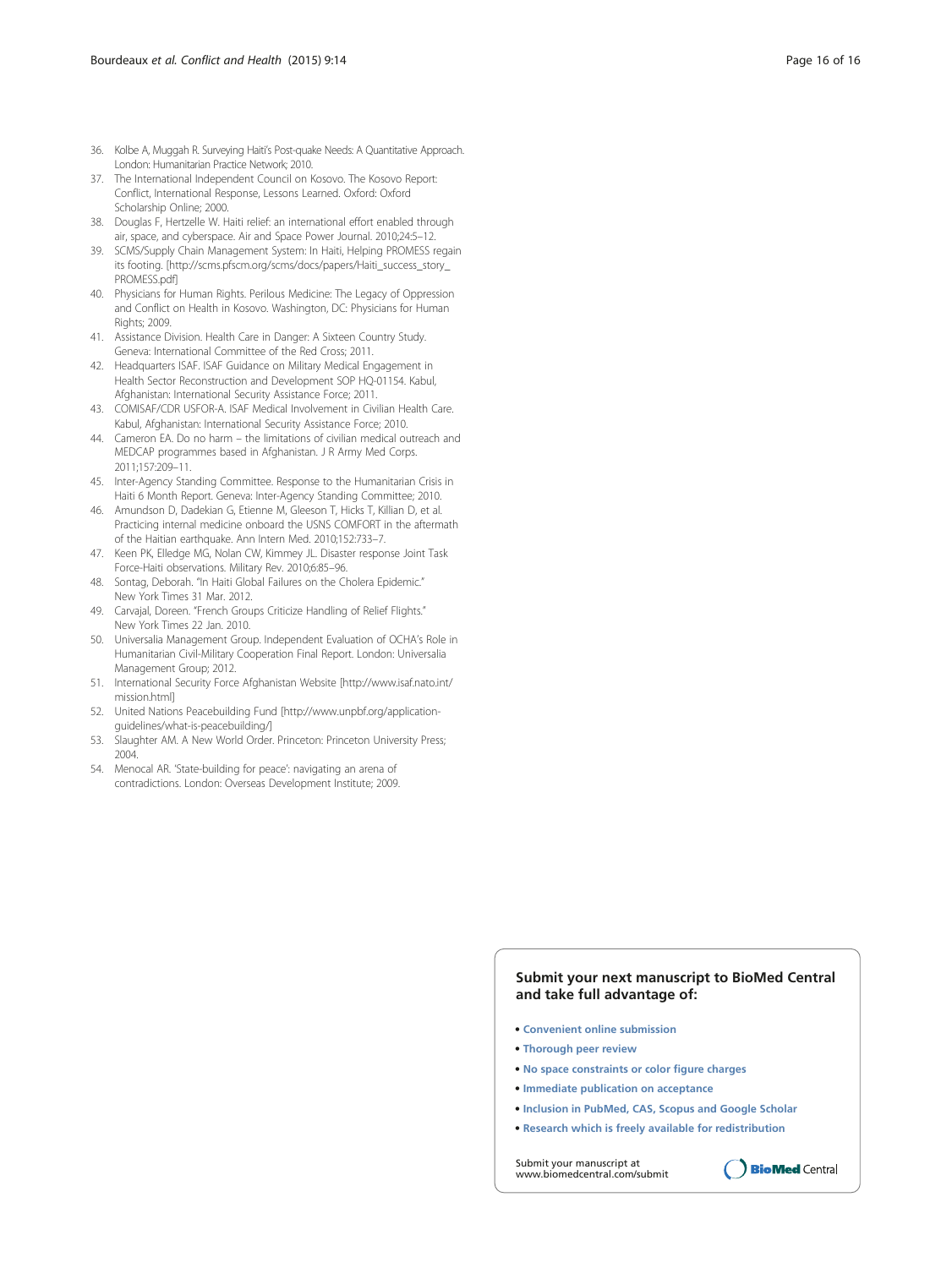36. Kolbe A, Muggah R. Surveying Haiti's Post-quake Needs: A Quantitative Approach. London: Humanitarian Practice Network; 2010.
37. The International Independent Council on Kosovo. The Kosovo Report: Conflict, International Response, Lessons Learned. Oxford: Oxford Scholarship Online; 2000.
38. Douglas F, Hertzelle W. Haiti relief: an international effort enabled through air, space, and cyberspace. Air and Space Power Journal. 2010;24:5–12.
39. SCMS/Supply Chain Management System: In Haiti, Helping PROMESS regain its footing. [http://scms.pfscm.org/scms/docs/papers/Haiti_success_story_PROMESS.pdf]
40. Physicians for Human Rights. Perilous Medicine: The Legacy of Oppression and Conflict on Health in Kosovo. Washington, DC: Physicians for Human Rights; 2009.
41. Assistance Division. Health Care in Danger: A Sixteen Country Study. Geneva: International Committee of the Red Cross; 2011.
42. Headquarters ISAF. ISAF Guidance on Military Medical Engagement in Health Sector Reconstruction and Development SOP HQ-01154. Kabul, Afghanistan: International Security Assistance Force; 2011.
43. COMISAF/CDR USFOR-A. ISAF Medical Involvement in Civilian Health Care. Kabul, Afghanistan: International Security Assistance Force; 2010.
44. Cameron EA. Do no harm – the limitations of civilian medical outreach and MEDCAP programmes based in Afghanistan. J R Army Med Corps. 2011;157:209–11.
45. Inter-Agency Standing Committee. Response to the Humanitarian Crisis in Haiti 6 Month Report. Geneva: Inter-Agency Standing Committee; 2010.
46. Amundson D, Dadekian G, Etienne M, Gleeson T, Hicks T, Killian D, et al. Practicing internal medicine onboard the USNS COMFORT in the aftermath of the Haitian earthquake. Ann Intern Med. 2010;152:733–7.
47. Keen PK, Elledge MG, Nolan CW, Kimmey JL. Disaster response Joint Task Force-Haiti observations. Military Rev. 2010;6:85–96.
48. Sontag, Deborah. "In Haiti Global Failures on the Cholera Epidemic." New York Times 31 Mar. 2012.
49. Carvajal, Doreen. "French Groups Criticize Handling of Relief Flights." New York Times 22 Jan. 2010.
50. Universalia Management Group. Independent Evaluation of OCHA's Role in Humanitarian Civil-Military Cooperation Final Report. London: Universalia Management Group; 2012.
51. International Security Force Afghanistan Website [http://www.isaf.nato.int/mission.html]
52. United Nations Peacebuilding Fund [http://www.unpbf.org/application-guidelines/what-is-peacebuilding/]
53. Slaughter AM. A New World Order. Princeton: Princeton University Press; 2004.
54. Menocal AR. 'State-building for peace': navigating an arena of contradictions. London: Overseas Development Institute; 2009.

**Submit your next manuscript to BioMed Central and take full advantage of:**

- **Convenient online submission**
- **Thorough peer review**
- **No space constraints or color figure charges**
- **Immediate publication on acceptance**
- **Inclusion in PubMed, CAS, Scopus and Google Scholar**
- **Research which is freely available for redistribution**

Submit your manuscript at
www.biomedcentral.com/submit

BioMed Central